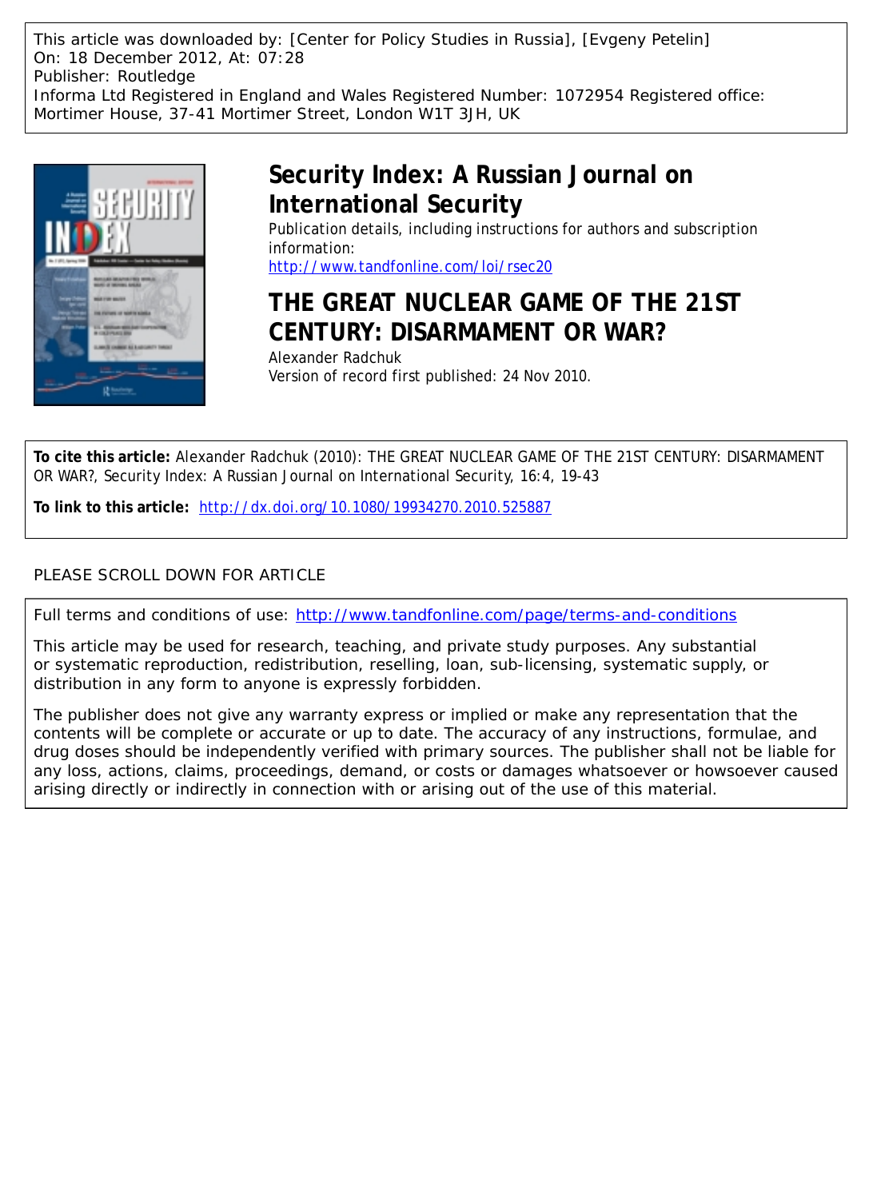This article was downloaded by: [Center for Policy Studies in Russia], [Evgeny Petelin]
On: 18 December 2012, At: 07:28
Publisher: Routledge
Informa Ltd Registered in England and Wales Registered Number: 1072954 Registered office: Mortimer House, 37-41 Mortimer Street, London W1T 3JH, UK

# Security Index: A Russian Journal on International Security

Publication details, including instructions for authors and subscription information:
http://www.tandfonline.com/loi/rsec20

# THE GREAT NUCLEAR GAME OF THE 21ST CENTURY: DISARMAMENT OR WAR?

Alexander Radchuk

Version of record first published: 24 Nov 2010.

**To cite this article:** Alexander Radchuk (2010): THE GREAT NUCLEAR GAME OF THE 21ST CENTURY: DISARMAMENT OR WAR?, Security Index: A Russian Journal on International Security, 16:4, 19-43

**To link to this article:** http://dx.doi.org/10.1080/19934270.2010.525887

PLEASE SCROLL DOWN FOR ARTICLE

Full terms and conditions of use: http://www.tandfonline.com/page/terms-and-conditions

This article may be used for research, teaching, and private study purposes. Any substantial or systematic reproduction, redistribution, reselling, loan, sub-licensing, systematic supply, or distribution in any form to anyone is expressly forbidden.

The publisher does not give any warranty express or implied or make any representation that the contents will be complete or accurate or up to date. The accuracy of any instructions, formulae, and drug doses should be independently verified with primary sources. The publisher shall not be liable for any loss, actions, claims, proceedings, demand, or costs or damages whatsoever or howsoever caused arising directly or indirectly in connection with or arising out of the use of this material.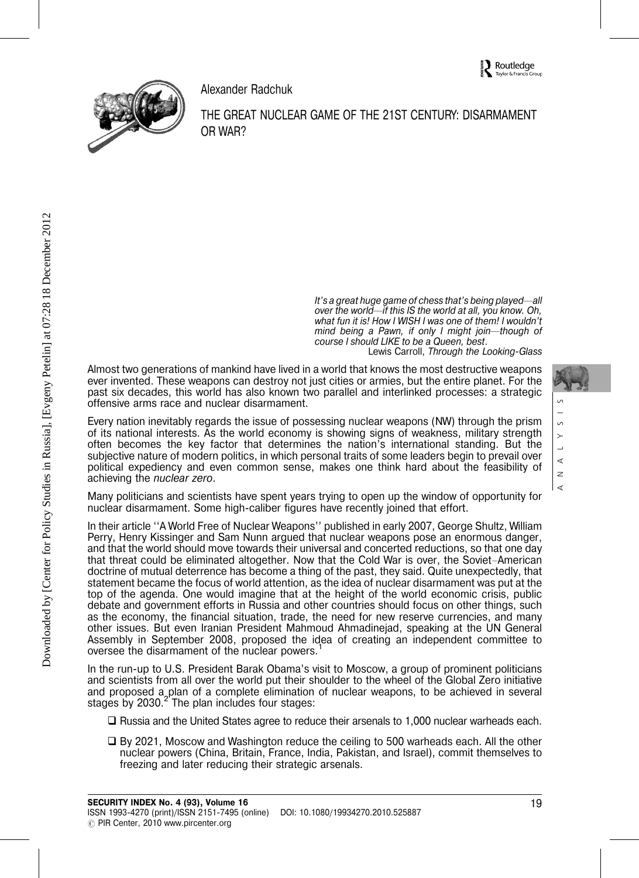Alexander Radchuk

# THE GREAT NUCLEAR GAME OF THE 21ST CENTURY: DISARMAMENT OR WAR?

*It's a great huge game of chess that's being played—all over the world—if this IS the world at all, you know. Oh, what fun it is! How I WISH I was one of them! I wouldn't mind being a Pawn, if only I might join—though of course I should LIKE to be a Queen, best.*
Lewis Carroll, *Through the Looking-Glass*

Almost two generations of mankind have lived in a world that knows the most destructive weapons ever invented. These weapons can destroy not just cities or armies, but the entire planet. For the past six decades, this world has also known two parallel and interlinked processes: a strategic offensive arms race and nuclear disarmament.

Every nation inevitably regards the issue of possessing nuclear weapons (NW) through the prism of its national interests. As the world economy is showing signs of weakness, military strength often becomes the key factor that determines the nation's international standing. But the subjective nature of modern politics, in which personal traits of some leaders begin to prevail over political expediency and even common sense, makes one think hard about the feasibility of achieving the *nuclear zero*.

Many politicians and scientists have spent years trying to open up the window of opportunity for nuclear disarmament. Some high-caliber figures have recently joined that effort.

In their article ''A World Free of Nuclear Weapons'' published in early 2007, George Shultz, William Perry, Henry Kissinger and Sam Nunn argued that nuclear weapons pose an enormous danger, and that the world should move towards their universal and concerted reductions, so that one day that threat could be eliminated altogether. Now that the Cold War is over, the Soviet–American doctrine of mutual deterrence has become a thing of the past, they said. Quite unexpectedly, that statement became the focus of world attention, as the idea of nuclear disarmament was put at the top of the agenda. One would imagine that at the height of the world economic crisis, public debate and government efforts in Russia and other countries should focus on other things, such as the economy, the financial situation, trade, the need for new reserve currencies, and many other issues. But even Iranian President Mahmoud Ahmadinejad, speaking at the UN General Assembly in September 2008, proposed the idea of creating an independent committee to oversee the disarmament of the nuclear powers.[1]

In the run-up to U.S. President Barak Obama's visit to Moscow, a group of prominent politicians and scientists from all over the world put their shoulder to the wheel of the Global Zero initiative and proposed a plan of a complete elimination of nuclear weapons, to be achieved in several stages by 2030.[2] The plan includes four stages:

- Russia and the United States agree to reduce their arsenals to 1,000 nuclear warheads each.
- By 2021, Moscow and Washington reduce the ceiling to 500 warheads each. All the other nuclear powers (China, Britain, France, India, Pakistan, and Israel), commit themselves to freezing and later reducing their strategic arsenals.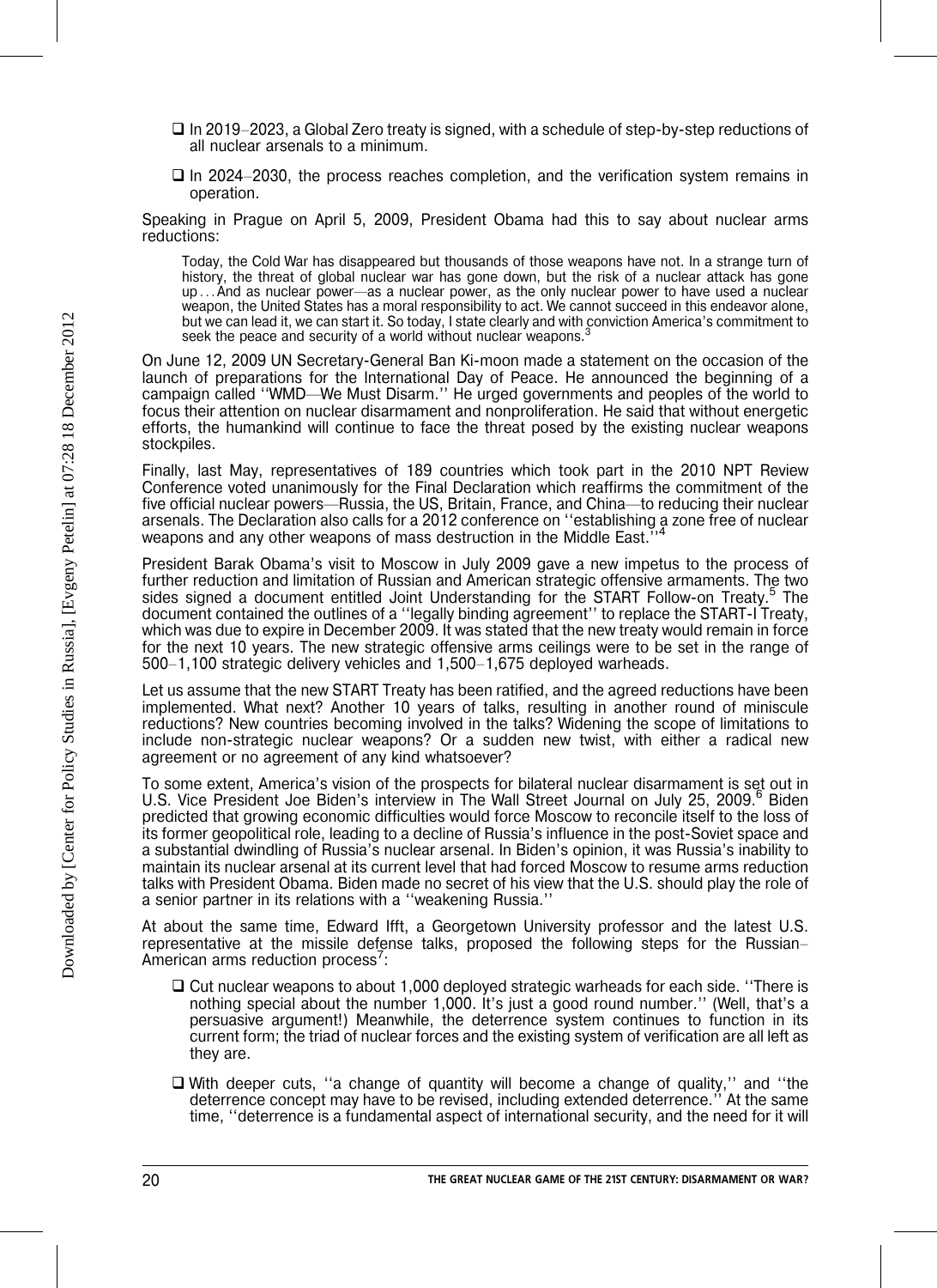- In 2019–2023, a Global Zero treaty is signed, with a schedule of step-by-step reductions of all nuclear arsenals to a minimum.
- In 2024–2030, the process reaches completion, and the verification system remains in operation.

Speaking in Prague on April 5, 2009, President Obama had this to say about nuclear arms reductions:

> Today, the Cold War has disappeared but thousands of those weapons have not. In a strange turn of history, the threat of global nuclear war has gone down, but the risk of a nuclear attack has gone up . . . And as nuclear power—as a nuclear power, as the only nuclear power to have used a nuclear weapon, the United States has a moral responsibility to act. We cannot succeed in this endeavor alone, but we can lead it, we can start it. So today, I state clearly and with conviction America's commitment to seek the peace and security of a world without nuclear weapons.[3]

On June 12, 2009 UN Secretary-General Ban Ki-moon made a statement on the occasion of the launch of preparations for the International Day of Peace. He announced the beginning of a campaign called ''WMD—We Must Disarm.'' He urged governments and peoples of the world to focus their attention on nuclear disarmament and nonproliferation. He said that without energetic efforts, the humankind will continue to face the threat posed by the existing nuclear weapons stockpiles.

Finally, last May, representatives of 189 countries which took part in the 2010 NPT Review Conference voted unanimously for the Final Declaration which reaffirms the commitment of the five official nuclear powers—Russia, the US, Britain, France, and China—to reducing their nuclear arsenals. The Declaration also calls for a 2012 conference on ''establishing a zone free of nuclear weapons and any other weapons of mass destruction in the Middle East.''[4]

President Barak Obama's visit to Moscow in July 2009 gave a new impetus to the process of further reduction and limitation of Russian and American strategic offensive armaments. The two sides signed a document entitled Joint Understanding for the START Follow-on Treaty.[5] The document contained the outlines of a ''legally binding agreement'' to replace the START-I Treaty, which was due to expire in December 2009. It was stated that the new treaty would remain in force for the next 10 years. The new strategic offensive arms ceilings were to be set in the range of 500–1,100 strategic delivery vehicles and 1,500–1,675 deployed warheads.

Let us assume that the new START Treaty has been ratified, and the agreed reductions have been implemented. What next? Another 10 years of talks, resulting in another round of miniscule reductions? New countries becoming involved in the talks? Widening the scope of limitations to include non-strategic nuclear weapons? Or a sudden new twist, with either a radical new agreement or no agreement of any kind whatsoever?

To some extent, America's vision of the prospects for bilateral nuclear disarmament is set out in U.S. Vice President Joe Biden's interview in The Wall Street Journal on July 25, 2009.[6] Biden predicted that growing economic difficulties would force Moscow to reconcile itself to the loss of its former geopolitical role, leading to a decline of Russia's influence in the post-Soviet space and a substantial dwindling of Russia's nuclear arsenal. In Biden's opinion, it was Russia's inability to maintain its nuclear arsenal at its current level that had forced Moscow to resume arms reduction talks with President Obama. Biden made no secret of his view that the U.S. should play the role of a senior partner in its relations with a ''weakening Russia.''

At about the same time, Edward Ifft, a Georgetown University professor and the latest U.S. representative at the missile defense talks, proposed the following steps for the Russian–American arms reduction process[7]:

- Cut nuclear weapons to about 1,000 deployed strategic warheads for each side. ''There is nothing special about the number 1,000. It's just a good round number.'' (Well, that's a persuasive argument!) Meanwhile, the deterrence system continues to function in its current form; the triad of nuclear forces and the existing system of verification are all left as they are.
- With deeper cuts, ''a change of quantity will become a change of quality,'' and ''the deterrence concept may have to be revised, including extended deterrence.'' At the same time, ''deterrence is a fundamental aspect of international security, and the need for it will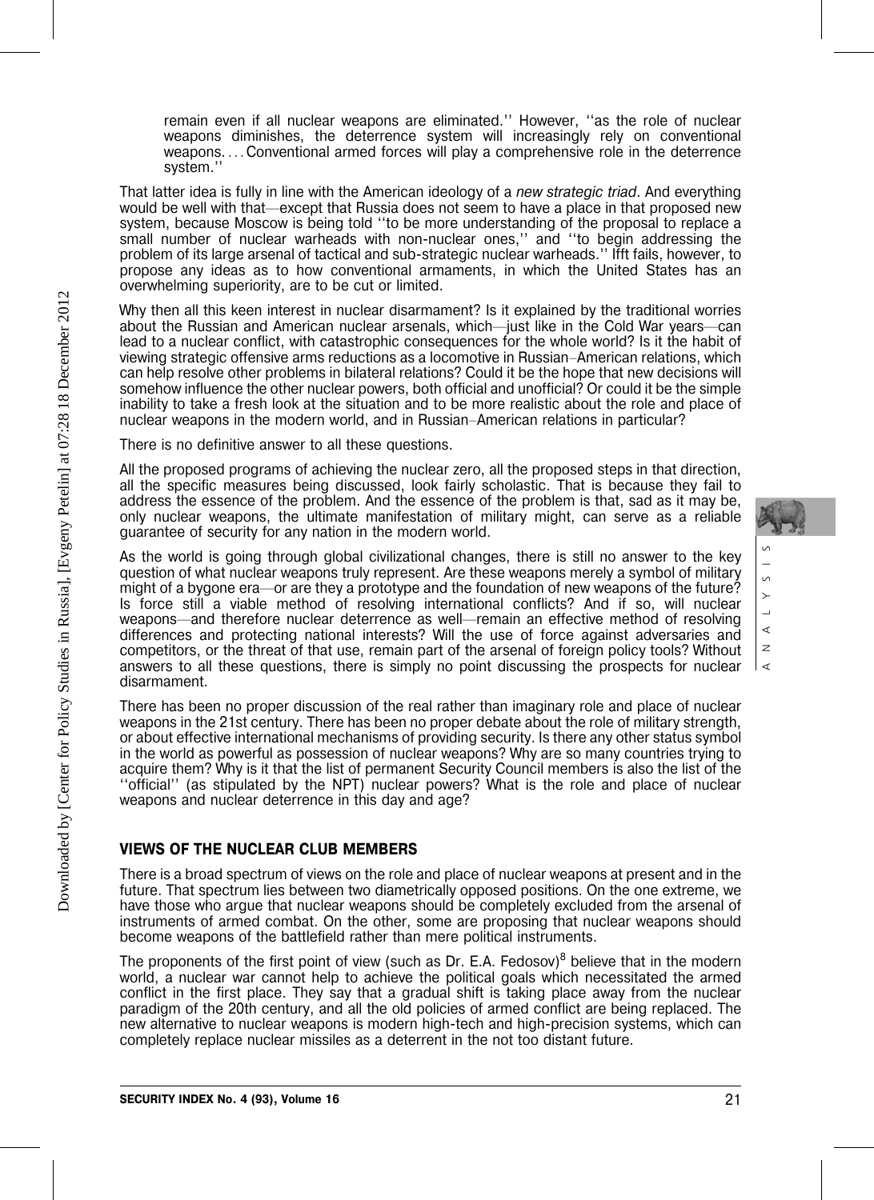remain even if all nuclear weapons are eliminated.'' However, ''as the role of nuclear weapons diminishes, the deterrence system will increasingly rely on conventional weapons. . . . Conventional armed forces will play a comprehensive role in the deterrence system.''

That latter idea is fully in line with the American ideology of a *new strategic triad*. And everything would be well with that—except that Russia does not seem to have a place in that proposed new system, because Moscow is being told ''to be more understanding of the proposal to replace a small number of nuclear warheads with non-nuclear ones,'' and ''to begin addressing the problem of its large arsenal of tactical and sub-strategic nuclear warheads.'' Ifft fails, however, to propose any ideas as to how conventional armaments, in which the United States has an overwhelming superiority, are to be cut or limited.

Why then all this keen interest in nuclear disarmament? Is it explained by the traditional worries about the Russian and American nuclear arsenals, which—just like in the Cold War years—can lead to a nuclear conflict, with catastrophic consequences for the whole world? Is it the habit of viewing strategic offensive arms reductions as a locomotive in Russian–American relations, which can help resolve other problems in bilateral relations? Could it be the hope that new decisions will somehow influence the other nuclear powers, both official and unofficial? Or could it be the simple inability to take a fresh look at the situation and to be more realistic about the role and place of nuclear weapons in the modern world, and in Russian–American relations in particular?

There is no definitive answer to all these questions.

All the proposed programs of achieving the nuclear zero, all the proposed steps in that direction, all the specific measures being discussed, look fairly scholastic. That is because they fail to address the essence of the problem. And the essence of the problem is that, sad as it may be, only nuclear weapons, the ultimate manifestation of military might, can serve as a reliable guarantee of security for any nation in the modern world.

As the world is going through global civilizational changes, there is still no answer to the key question of what nuclear weapons truly represent. Are these weapons merely a symbol of military might of a bygone era—or are they a prototype and the foundation of new weapons of the future? Is force still a viable method of resolving international conflicts? And if so, will nuclear weapons—and therefore nuclear deterrence as well—remain an effective method of resolving differences and protecting national interests? Will the use of force against adversaries and competitors, or the threat of that use, remain part of the arsenal of foreign policy tools? Without answers to all these questions, there is simply no point discussing the prospects for nuclear disarmament.

There has been no proper discussion of the real rather than imaginary role and place of nuclear weapons in the 21st century. There has been no proper debate about the role of military strength, or about effective international mechanisms of providing security. Is there any other status symbol in the world as powerful as possession of nuclear weapons? Why are so many countries trying to acquire them? Why is it that the list of permanent Security Council members is also the list of the ''official'' (as stipulated by the NPT) nuclear powers? What is the role and place of nuclear weapons and nuclear deterrence in this day and age?

## VIEWS OF THE NUCLEAR CLUB MEMBERS

There is a broad spectrum of views on the role and place of nuclear weapons at present and in the future. That spectrum lies between two diametrically opposed positions. On the one extreme, we have those who argue that nuclear weapons should be completely excluded from the arsenal of instruments of armed combat. On the other, some are proposing that nuclear weapons should become weapons of the battlefield rather than mere political instruments.

The proponents of the first point of view (such as Dr. E.A. Fedosov)[8] believe that in the modern world, a nuclear war cannot help to achieve the political goals which necessitated the armed conflict in the first place. They say that a gradual shift is taking place away from the nuclear paradigm of the 20th century, and all the old policies of armed conflict are being replaced. The new alternative to nuclear weapons is modern high-tech and high-precision systems, which can completely replace nuclear missiles as a deterrent in the not too distant future.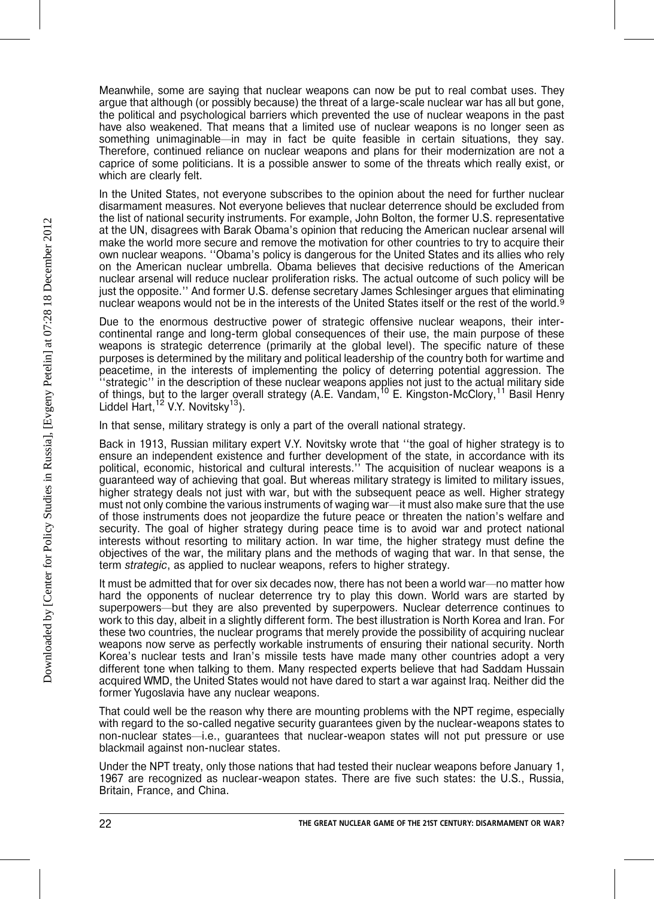Meanwhile, some are saying that nuclear weapons can now be put to real combat uses. They argue that although (or possibly because) the threat of a large-scale nuclear war has all but gone, the political and psychological barriers which prevented the use of nuclear weapons in the past have also weakened. That means that a limited use of nuclear weapons is no longer seen as something unimaginable—in may in fact be quite feasible in certain situations, they say. Therefore, continued reliance on nuclear weapons and plans for their modernization are not a caprice of some politicians. It is a possible answer to some of the threats which really exist, or which are clearly felt.

In the United States, not everyone subscribes to the opinion about the need for further nuclear disarmament measures. Not everyone believes that nuclear deterrence should be excluded from the list of national security instruments. For example, John Bolton, the former U.S. representative at the UN, disagrees with Barak Obama's opinion that reducing the American nuclear arsenal will make the world more secure and remove the motivation for other countries to try to acquire their own nuclear weapons. ''Obama's policy is dangerous for the United States and its allies who rely on the American nuclear umbrella. Obama believes that decisive reductions of the American nuclear arsenal will reduce nuclear proliferation risks. The actual outcome of such policy will be just the opposite.'' And former U.S. defense secretary James Schlesinger argues that eliminating nuclear weapons would not be in the interests of the United States itself or the rest of the world.[9]

Due to the enormous destructive power of strategic offensive nuclear weapons, their intercontinental range and long-term global consequences of their use, the main purpose of these weapons is strategic deterrence (primarily at the global level). The specific nature of these purposes is determined by the military and political leadership of the country both for wartime and peacetime, in the interests of implementing the policy of deterring potential aggression. The ''strategic'' in the description of these nuclear weapons applies not just to the actual military side of things, but to the larger overall strategy (A.E. Vandam,[10] E. Kingston-McClory,[11] Basil Henry Liddel Hart,[12] V.Y. Novitsky[13]).

In that sense, military strategy is only a part of the overall national strategy.

Back in 1913, Russian military expert V.Y. Novitsky wrote that ''the goal of higher strategy is to ensure an independent existence and further development of the state, in accordance with its political, economic, historical and cultural interests.'' The acquisition of nuclear weapons is a guaranteed way of achieving that goal. But whereas military strategy is limited to military issues, higher strategy deals not just with war, but with the subsequent peace as well. Higher strategy must not only combine the various instruments of waging war—it must also make sure that the use of those instruments does not jeopardize the future peace or threaten the nation's welfare and security. The goal of higher strategy during peace time is to avoid war and protect national interests without resorting to military action. In war time, the higher strategy must define the objectives of the war, the military plans and the methods of waging that war. In that sense, the term *strategic*, as applied to nuclear weapons, refers to higher strategy.

It must be admitted that for over six decades now, there has not been a world war—no matter how hard the opponents of nuclear deterrence try to play this down. World wars are started by superpowers—but they are also prevented by superpowers. Nuclear deterrence continues to work to this day, albeit in a slightly different form. The best illustration is North Korea and Iran. For these two countries, the nuclear programs that merely provide the possibility of acquiring nuclear weapons now serve as perfectly workable instruments of ensuring their national security. North Korea's nuclear tests and Iran's missile tests have made many other countries adopt a very different tone when talking to them. Many respected experts believe that had Saddam Hussain acquired WMD, the United States would not have dared to start a war against Iraq. Neither did the former Yugoslavia have any nuclear weapons.

That could well be the reason why there are mounting problems with the NPT regime, especially with regard to the so-called negative security guarantees given by the nuclear-weapons states to non-nuclear states—i.e., guarantees that nuclear-weapon states will not put pressure or use blackmail against non-nuclear states.

Under the NPT treaty, only those nations that had tested their nuclear weapons before January 1, 1967 are recognized as nuclear-weapon states. There are five such states: the U.S., Russia, Britain, France, and China.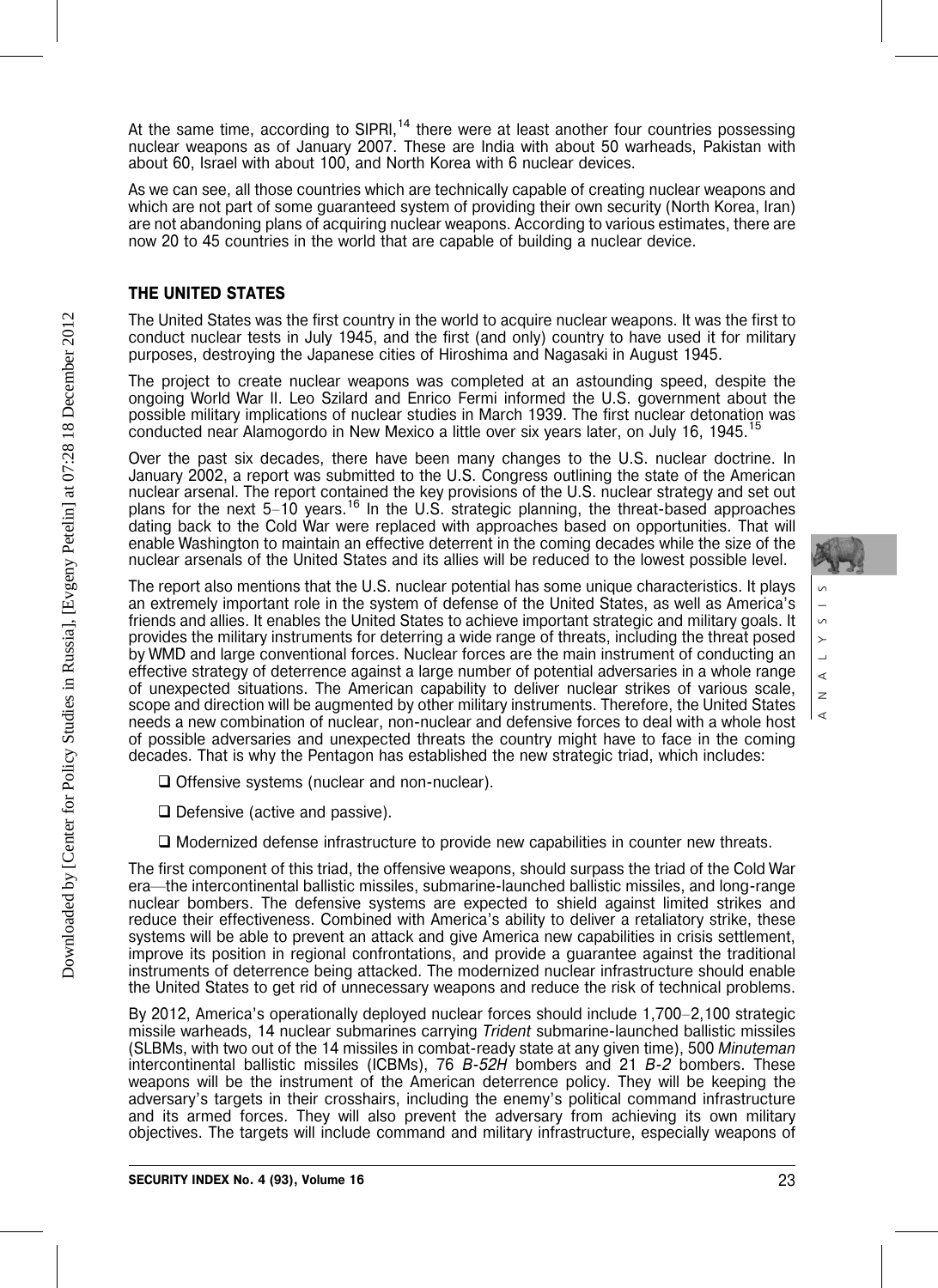At the same time, according to SIPRI,[14] there were at least another four countries possessing nuclear weapons as of January 2007. These are India with about 50 warheads, Pakistan with about 60, Israel with about 100, and North Korea with 6 nuclear devices.

As we can see, all those countries which are technically capable of creating nuclear weapons and which are not part of some guaranteed system of providing their own security (North Korea, Iran) are not abandoning plans of acquiring nuclear weapons. According to various estimates, there are now 20 to 45 countries in the world that are capable of building a nuclear device.

## THE UNITED STATES

The United States was the first country in the world to acquire nuclear weapons. It was the first to conduct nuclear tests in July 1945, and the first (and only) country to have used it for military purposes, destroying the Japanese cities of Hiroshima and Nagasaki in August 1945.

The project to create nuclear weapons was completed at an astounding speed, despite the ongoing World War II. Leo Szilard and Enrico Fermi informed the U.S. government about the possible military implications of nuclear studies in March 1939. The first nuclear detonation was conducted near Alamogordo in New Mexico a little over six years later, on July 16, 1945.[15]

Over the past six decades, there have been many changes to the U.S. nuclear doctrine. In January 2002, a report was submitted to the U.S. Congress outlining the state of the American nuclear arsenal. The report contained the key provisions of the U.S. nuclear strategy and set out plans for the next 5–10 years.[16] In the U.S. strategic planning, the threat-based approaches dating back to the Cold War were replaced with approaches based on opportunities. That will enable Washington to maintain an effective deterrent in the coming decades while the size of the nuclear arsenals of the United States and its allies will be reduced to the lowest possible level.

The report also mentions that the U.S. nuclear potential has some unique characteristics. It plays an extremely important role in the system of defense of the United States, as well as America's friends and allies. It enables the United States to achieve important strategic and military goals. It provides the military instruments for deterring a wide range of threats, including the threat posed by WMD and large conventional forces. Nuclear forces are the main instrument of conducting an effective strategy of deterrence against a large number of potential adversaries in a whole range of unexpected situations. The American capability to deliver nuclear strikes of various scale, scope and direction will be augmented by other military instruments. Therefore, the United States needs a new combination of nuclear, non-nuclear and defensive forces to deal with a whole host of possible adversaries and unexpected threats the country might have to face in the coming decades. That is why the Pentagon has established the new strategic triad, which includes:

- ❑ Offensive systems (nuclear and non-nuclear).
- ❑ Defensive (active and passive).
- ❑ Modernized defense infrastructure to provide new capabilities in counter new threats.

The first component of this triad, the offensive weapons, should surpass the triad of the Cold War era—the intercontinental ballistic missiles, submarine-launched ballistic missiles, and long-range nuclear bombers. The defensive systems are expected to shield against limited strikes and reduce their effectiveness. Combined with America's ability to deliver a retaliatory strike, these systems will be able to prevent an attack and give America new capabilities in crisis settlement, improve its position in regional confrontations, and provide a guarantee against the traditional instruments of deterrence being attacked. The modernized nuclear infrastructure should enable the United States to get rid of unnecessary weapons and reduce the risk of technical problems.

By 2012, America's operationally deployed nuclear forces should include 1,700–2,100 strategic missile warheads, 14 nuclear submarines carrying *Trident* submarine-launched ballistic missiles (SLBMs, with two out of the 14 missiles in combat-ready state at any given time), 500 *Minuteman* intercontinental ballistic missiles (ICBMs), 76 *B-52H* bombers and 21 *B-2* bombers. These weapons will be the instrument of the American deterrence policy. They will be keeping the adversary's targets in their crosshairs, including the enemy's political command infrastructure and its armed forces. They will also prevent the adversary from achieving its own military objectives. The targets will include command and military infrastructure, especially weapons of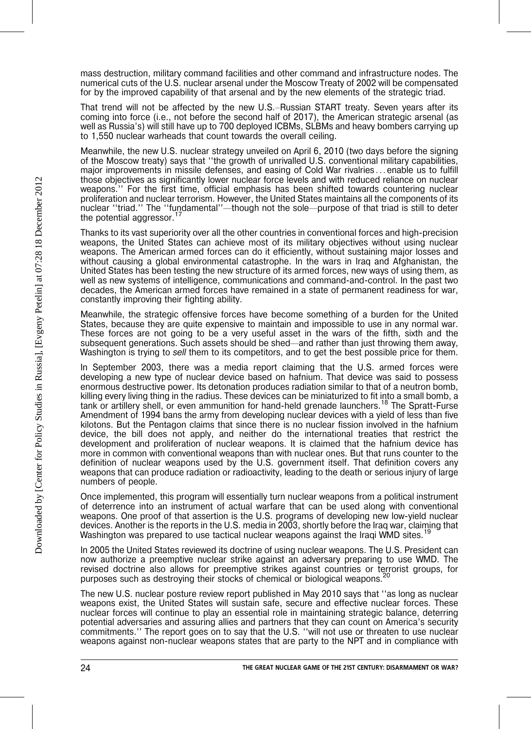mass destruction, military command facilities and other command and infrastructure nodes. The numerical cuts of the U.S. nuclear arsenal under the Moscow Treaty of 2002 will be compensated for by the improved capability of that arsenal and by the new elements of the strategic triad.

That trend will not be affected by the new U.S.–Russian START treaty. Seven years after its coming into force (i.e., not before the second half of 2017), the American strategic arsenal (as well as Russia's) will still have up to 700 deployed ICBMs, SLBMs and heavy bombers carrying up to 1,550 nuclear warheads that count towards the overall ceiling.

Meanwhile, the new U.S. nuclear strategy unveiled on April 6, 2010 (two days before the signing of the Moscow treaty) says that ''the growth of unrivalled U.S. conventional military capabilities, major improvements in missile defenses, and easing of Cold War rivalries . . . enable us to fulfill those objectives as significantly lower nuclear force levels and with reduced reliance on nuclear weapons.'' For the first time, official emphasis has been shifted towards countering nuclear proliferation and nuclear terrorism. However, the United States maintains all the components of its nuclear ''triad.'' The ''fundamental''—though not the sole—purpose of that triad is still to deter the potential aggressor.[17]

Thanks to its vast superiority over all the other countries in conventional forces and high-precision weapons, the United States can achieve most of its military objectives without using nuclear weapons. The American armed forces can do it efficiently, without sustaining major losses and without causing a global environmental catastrophe. In the wars in Iraq and Afghanistan, the United States has been testing the new structure of its armed forces, new ways of using them, as well as new systems of intelligence, communications and command-and-control. In the past two decades, the American armed forces have remained in a state of permanent readiness for war, constantly improving their fighting ability.

Meanwhile, the strategic offensive forces have become something of a burden for the United States, because they are quite expensive to maintain and impossible to use in any normal war. These forces are not going to be a very useful asset in the wars of the fifth, sixth and the subsequent generations. Such assets should be shed—and rather than just throwing them away, Washington is trying to *sell* them to its competitors, and to get the best possible price for them.

In September 2003, there was a media report claiming that the U.S. armed forces were developing a new type of nuclear device based on hafnium. That device was said to possess enormous destructive power. Its detonation produces radiation similar to that of a neutron bomb, killing every living thing in the radius. These devices can be miniaturized to fit into a small bomb, a tank or artillery shell, or even ammunition for hand-held grenade launchers.[18] The Spratt-Furse Amendment of 1994 bans the army from developing nuclear devices with a yield of less than five kilotons. But the Pentagon claims that since there is no nuclear fission involved in the hafnium device, the bill does not apply, and neither do the international treaties that restrict the development and proliferation of nuclear weapons. It is claimed that the hafnium device has more in common with conventional weapons than with nuclear ones. But that runs counter to the definition of nuclear weapons used by the U.S. government itself. That definition covers any weapons that can produce radiation or radioactivity, leading to the death or serious injury of large numbers of people.

Once implemented, this program will essentially turn nuclear weapons from a political instrument of deterrence into an instrument of actual warfare that can be used along with conventional weapons. One proof of that assertion is the U.S. programs of developing new low-yield nuclear devices. Another is the reports in the U.S. media in 2003, shortly before the Iraq war, claiming that Washington was prepared to use tactical nuclear weapons against the Iraqi WMD sites.[19]

In 2005 the United States reviewed its doctrine of using nuclear weapons. The U.S. President can now authorize a preemptive nuclear strike against an adversary preparing to use WMD. The revised doctrine also allows for preemptive strikes against countries or terrorist groups, for purposes such as destroying their stocks of chemical or biological weapons.[20]

The new U.S. nuclear posture review report published in May 2010 says that ''as long as nuclear weapons exist, the United States will sustain safe, secure and effective nuclear forces. These nuclear forces will continue to play an essential role in maintaining strategic balance, deterring potential adversaries and assuring allies and partners that they can count on America's security commitments.'' The report goes on to say that the U.S. ''will not use or threaten to use nuclear weapons against non-nuclear weapons states that are party to the NPT and in compliance with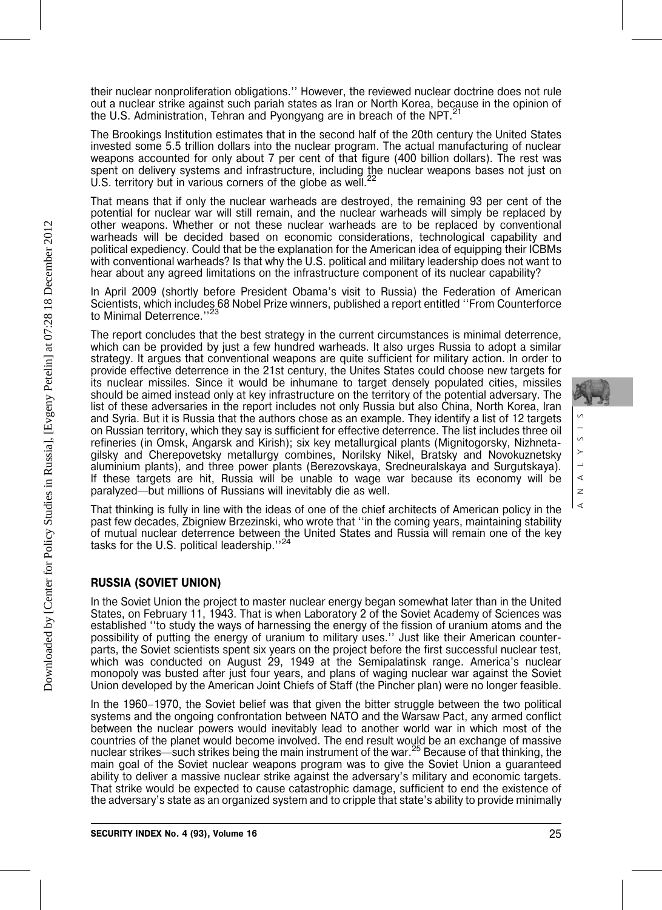their nuclear nonproliferation obligations.'' However, the reviewed nuclear doctrine does not rule out a nuclear strike against such pariah states as Iran or North Korea, because in the opinion of the U.S. Administration, Tehran and Pyongyang are in breach of the NPT.[21]

The Brookings Institution estimates that in the second half of the 20th century the United States invested some 5.5 trillion dollars into the nuclear program. The actual manufacturing of nuclear weapons accounted for only about 7 per cent of that figure (400 billion dollars). The rest was spent on delivery systems and infrastructure, including the nuclear weapons bases not just on U.S. territory but in various corners of the globe as well.[22]

That means that if only the nuclear warheads are destroyed, the remaining 93 per cent of the potential for nuclear war will still remain, and the nuclear warheads will simply be replaced by other weapons. Whether or not these nuclear warheads are to be replaced by conventional warheads will be decided based on economic considerations, technological capability and political expediency. Could that be the explanation for the American idea of equipping their ICBMs with conventional warheads? Is that why the U.S. political and military leadership does not want to hear about any agreed limitations on the infrastructure component of its nuclear capability?

In April 2009 (shortly before President Obama's visit to Russia) the Federation of American Scientists, which includes 68 Nobel Prize winners, published a report entitled ''From Counterforce to Minimal Deterrence.''[23]

The report concludes that the best strategy in the current circumstances is minimal deterrence, which can be provided by just a few hundred warheads. It also urges Russia to adopt a similar strategy. It argues that conventional weapons are quite sufficient for military action. In order to provide effective deterrence in the 21st century, the Unites States could choose new targets for its nuclear missiles. Since it would be inhumane to target densely populated cities, missiles should be aimed instead only at key infrastructure on the territory of the potential adversary. The list of these adversaries in the report includes not only Russia but also China, North Korea, Iran and Syria. But it is Russia that the authors chose as an example. They identify a list of 12 targets on Russian territory, which they say is sufficient for effective deterrence. The list includes three oil refineries (in Omsk, Angarsk and Kirish); six key metallurgical plants (Mignitogorsky, Nizhnetagilsky and Cherepovetsky metallurgy combines, Norilsky Nikel, Bratsky and Novokuznetsky aluminium plants), and three power plants (Berezovskaya, Sredneuralskaya and Surgutskaya). If these targets are hit, Russia will be unable to wage war because its economy will be paralyzed—but millions of Russians will inevitably die as well.

That thinking is fully in line with the ideas of one of the chief architects of American policy in the past few decades, Zbigniew Brzezinski, who wrote that ''in the coming years, maintaining stability of mutual nuclear deterrence between the United States and Russia will remain one of the key tasks for the U.S. political leadership.''[24]

## RUSSIA (SOVIET UNION)

In the Soviet Union the project to master nuclear energy began somewhat later than in the United States, on February 11, 1943. That is when Laboratory 2 of the Soviet Academy of Sciences was established ''to study the ways of harnessing the energy of the fission of uranium atoms and the possibility of putting the energy of uranium to military uses.'' Just like their American counterparts, the Soviet scientists spent six years on the project before the first successful nuclear test, which was conducted on August 29, 1949 at the Semipalatinsk range. America's nuclear monopoly was busted after just four years, and plans of waging nuclear war against the Soviet Union developed by the American Joint Chiefs of Staff (the Pincher plan) were no longer feasible.

In the 1960–1970, the Soviet belief was that given the bitter struggle between the two political systems and the ongoing confrontation between NATO and the Warsaw Pact, any armed conflict between the nuclear powers would inevitably lead to another world war in which most of the countries of the planet would become involved. The end result would be an exchange of massive nuclear strikes—such strikes being the main instrument of the war.[25] Because of that thinking, the main goal of the Soviet nuclear weapons program was to give the Soviet Union a guaranteed ability to deliver a massive nuclear strike against the adversary's military and economic targets. That strike would be expected to cause catastrophic damage, sufficient to end the existence of the adversary's state as an organized system and to cripple that state's ability to provide minimally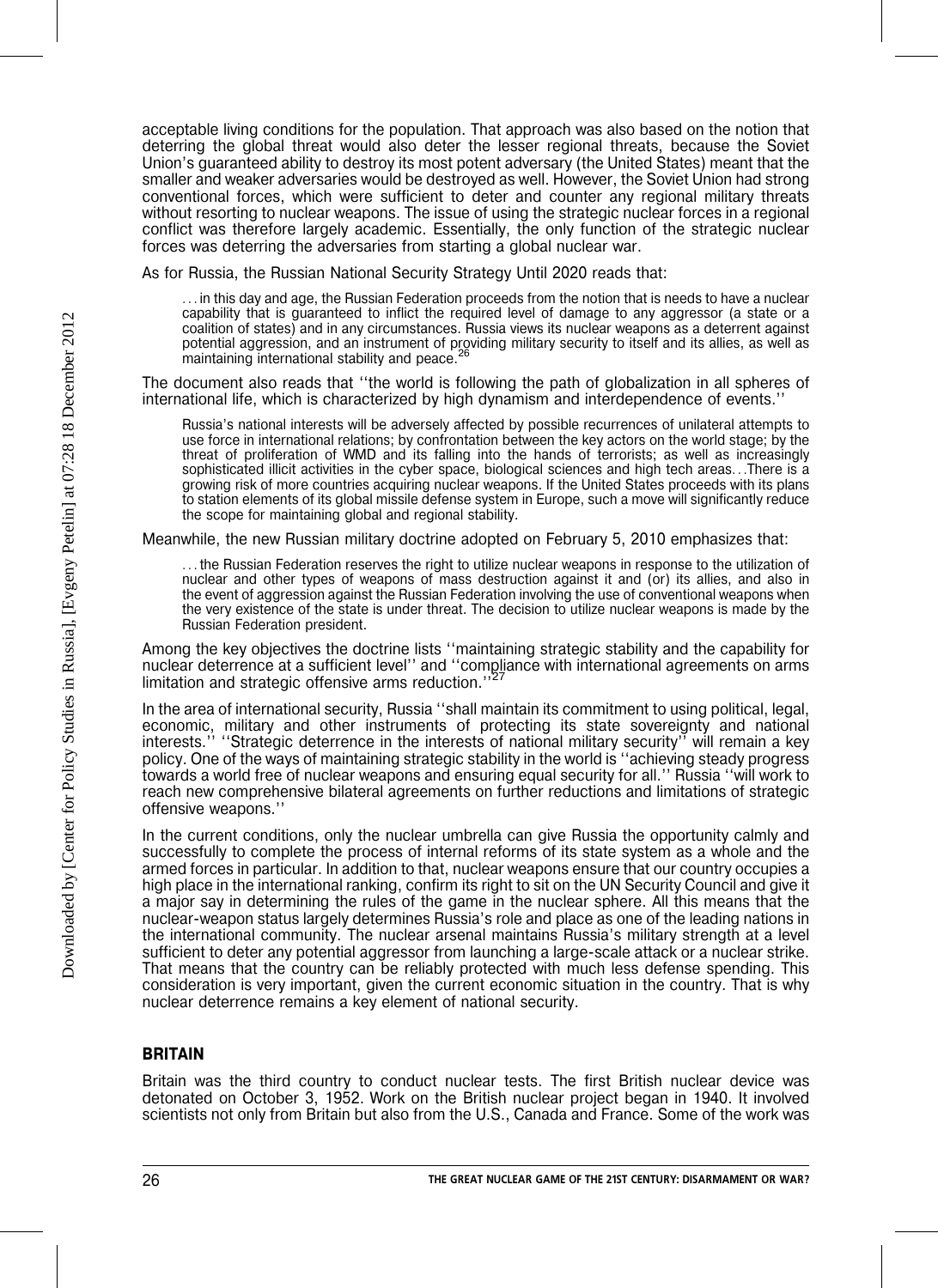acceptable living conditions for the population. That approach was also based on the notion that deterring the global threat would also deter the lesser regional threats, because the Soviet Union's guaranteed ability to destroy its most potent adversary (the United States) meant that the smaller and weaker adversaries would be destroyed as well. However, the Soviet Union had strong conventional forces, which were sufficient to deter and counter any regional military threats without resorting to nuclear weapons. The issue of using the strategic nuclear forces in a regional conflict was therefore largely academic. Essentially, the only function of the strategic nuclear forces was deterring the adversaries from starting a global nuclear war.

As for Russia, the Russian National Security Strategy Until 2020 reads that:

> . . . in this day and age, the Russian Federation proceeds from the notion that is needs to have a nuclear capability that is guaranteed to inflict the required level of damage to any aggressor (a state or a coalition of states) and in any circumstances. Russia views its nuclear weapons as a deterrent against potential aggression, and an instrument of providing military security to itself and its allies, as well as maintaining international stability and peace.[26]

The document also reads that ''the world is following the path of globalization in all spheres of international life, which is characterized by high dynamism and interdependence of events.''

> Russia's national interests will be adversely affected by possible recurrences of unilateral attempts to use force in international relations; by confrontation between the key actors on the world stage; by the threat of proliferation of WMD and its falling into the hands of terrorists; as well as increasingly sophisticated illicit activities in the cyber space, biological sciences and high tech areas. . .There is a growing risk of more countries acquiring nuclear weapons. If the United States proceeds with its plans to station elements of its global missile defense system in Europe, such a move will significantly reduce the scope for maintaining global and regional stability.

Meanwhile, the new Russian military doctrine adopted on February 5, 2010 emphasizes that:

> . . . the Russian Federation reserves the right to utilize nuclear weapons in response to the utilization of nuclear and other types of weapons of mass destruction against it and (or) its allies, and also in the event of aggression against the Russian Federation involving the use of conventional weapons when the very existence of the state is under threat. The decision to utilize nuclear weapons is made by the Russian Federation president.

Among the key objectives the doctrine lists ''maintaining strategic stability and the capability for nuclear deterrence at a sufficient level'' and ''compliance with international agreements on arms limitation and strategic offensive arms reduction.''[27]

In the area of international security, Russia ''shall maintain its commitment to using political, legal, economic, military and other instruments of protecting its state sovereignty and national interests.'' ''Strategic deterrence in the interests of national military security'' will remain a key policy. One of the ways of maintaining strategic stability in the world is ''achieving steady progress towards a world free of nuclear weapons and ensuring equal security for all.'' Russia ''will work to reach new comprehensive bilateral agreements on further reductions and limitations of strategic offensive weapons.''

In the current conditions, only the nuclear umbrella can give Russia the opportunity calmly and successfully to complete the process of internal reforms of its state system as a whole and the armed forces in particular. In addition to that, nuclear weapons ensure that our country occupies a high place in the international ranking, confirm its right to sit on the UN Security Council and give it a major say in determining the rules of the game in the nuclear sphere. All this means that the nuclear-weapon status largely determines Russia's role and place as one of the leading nations in the international community. The nuclear arsenal maintains Russia's military strength at a level sufficient to deter any potential aggressor from launching a large-scale attack or a nuclear strike. That means that the country can be reliably protected with much less defense spending. This consideration is very important, given the current economic situation in the country. That is why nuclear deterrence remains a key element of national security.

## BRITAIN

Britain was the third country to conduct nuclear tests. The first British nuclear device was detonated on October 3, 1952. Work on the British nuclear project began in 1940. It involved scientists not only from Britain but also from the U.S., Canada and France. Some of the work was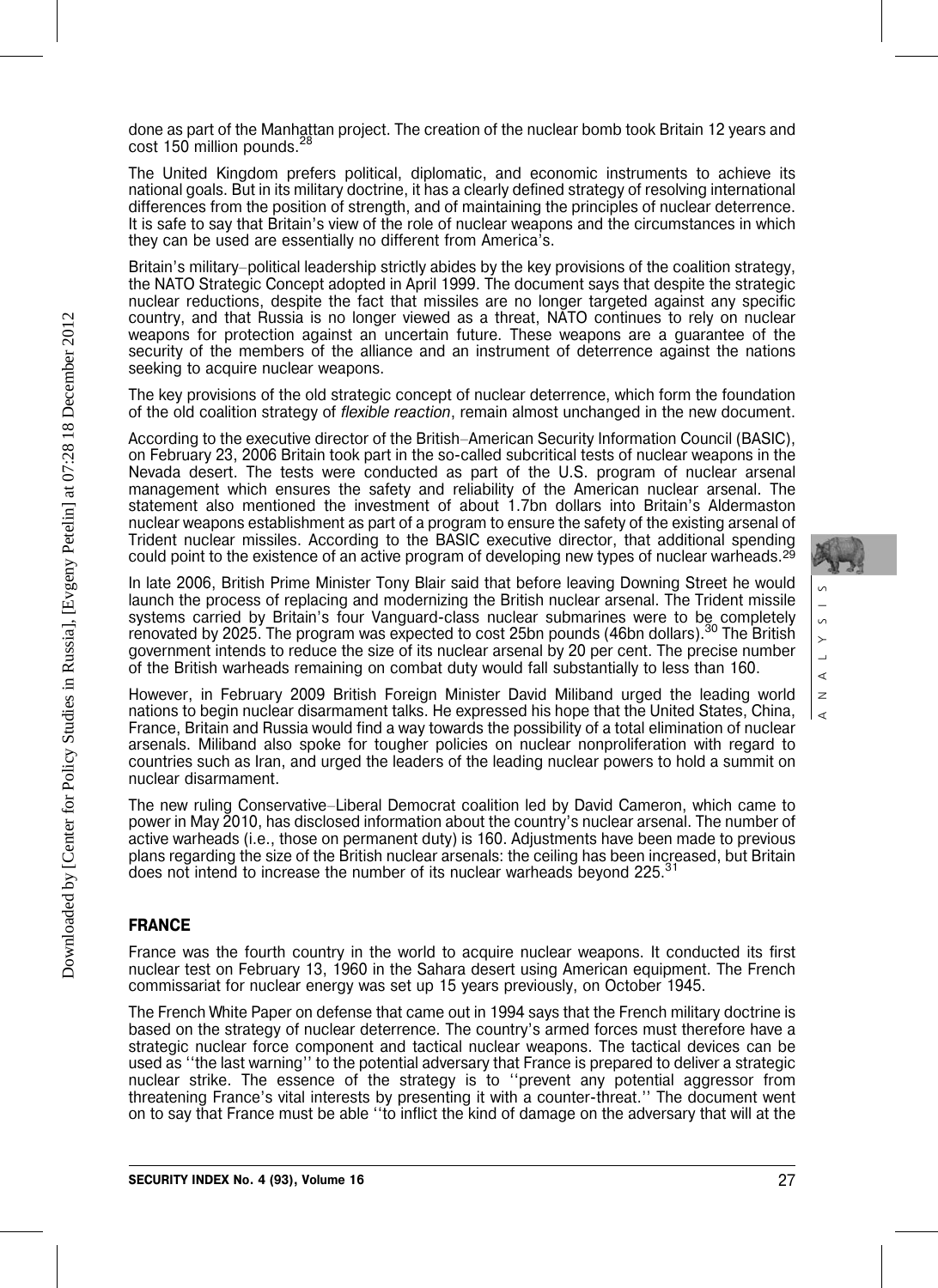done as part of the Manhattan project. The creation of the nuclear bomb took Britain 12 years and cost 150 million pounds.[28]

The United Kingdom prefers political, diplomatic, and economic instruments to achieve its national goals. But in its military doctrine, it has a clearly defined strategy of resolving international differences from the position of strength, and of maintaining the principles of nuclear deterrence. It is safe to say that Britain's view of the role of nuclear weapons and the circumstances in which they can be used are essentially no different from America's.

Britain's military–political leadership strictly abides by the key provisions of the coalition strategy, the NATO Strategic Concept adopted in April 1999. The document says that despite the strategic nuclear reductions, despite the fact that missiles are no longer targeted against any specific country, and that Russia is no longer viewed as a threat, NATO continues to rely on nuclear weapons for protection against an uncertain future. These weapons are a guarantee of the security of the members of the alliance and an instrument of deterrence against the nations seeking to acquire nuclear weapons.

The key provisions of the old strategic concept of nuclear deterrence, which form the foundation of the old coalition strategy of *flexible reaction*, remain almost unchanged in the new document.

According to the executive director of the British–American Security Information Council (BASIC), on February 23, 2006 Britain took part in the so-called subcritical tests of nuclear weapons in the Nevada desert. The tests were conducted as part of the U.S. program of nuclear arsenal management which ensures the safety and reliability of the American nuclear arsenal. The statement also mentioned the investment of about 1.7bn dollars into Britain's Aldermaston nuclear weapons establishment as part of a program to ensure the safety of the existing arsenal of Trident nuclear missiles. According to the BASIC executive director, that additional spending could point to the existence of an active program of developing new types of nuclear warheads.[29]

In late 2006, British Prime Minister Tony Blair said that before leaving Downing Street he would launch the process of replacing and modernizing the British nuclear arsenal. The Trident missile systems carried by Britain's four Vanguard-class nuclear submarines were to be completely renovated by 2025. The program was expected to cost 25bn pounds (46bn dollars).[30] The British government intends to reduce the size of its nuclear arsenal by 20 per cent. The precise number of the British warheads remaining on combat duty would fall substantially to less than 160.

However, in February 2009 British Foreign Minister David Miliband urged the leading world nations to begin nuclear disarmament talks. He expressed his hope that the United States, China, France, Britain and Russia would find a way towards the possibility of a total elimination of nuclear arsenals. Miliband also spoke for tougher policies on nuclear nonproliferation with regard to countries such as Iran, and urged the leaders of the leading nuclear powers to hold a summit on nuclear disarmament.

The new ruling Conservative–Liberal Democrat coalition led by David Cameron, which came to power in May 2010, has disclosed information about the country's nuclear arsenal. The number of active warheads (i.e., those on permanent duty) is 160. Adjustments have been made to previous plans regarding the size of the British nuclear arsenals: the ceiling has been increased, but Britain does not intend to increase the number of its nuclear warheads beyond 225.[31]

## FRANCE

France was the fourth country in the world to acquire nuclear weapons. It conducted its first nuclear test on February 13, 1960 in the Sahara desert using American equipment. The French commissariat for nuclear energy was set up 15 years previously, on October 1945.

The French White Paper on defense that came out in 1994 says that the French military doctrine is based on the strategy of nuclear deterrence. The country's armed forces must therefore have a strategic nuclear force component and tactical nuclear weapons. The tactical devices can be used as ''the last warning'' to the potential adversary that France is prepared to deliver a strategic nuclear strike. The essence of the strategy is to ''prevent any potential aggressor from threatening France's vital interests by presenting it with a counter-threat.'' The document went on to say that France must be able ''to inflict the kind of damage on the adversary that will at the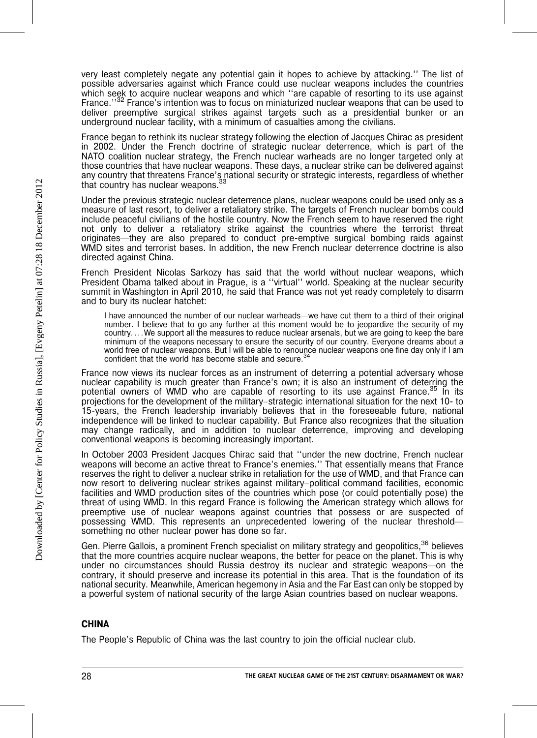very least completely negate any potential gain it hopes to achieve by attacking.'' The list of possible adversaries against which France could use nuclear weapons includes the countries which seek to acquire nuclear weapons and which ''are capable of resorting to its use against France.''[32] France's intention was to focus on miniaturized nuclear weapons that can be used to deliver preemptive surgical strikes against targets such as a presidential bunker or an underground nuclear facility, with a minimum of casualties among the civilians.

France began to rethink its nuclear strategy following the election of Jacques Chirac as president in 2002. Under the French doctrine of strategic nuclear deterrence, which is part of the NATO coalition nuclear strategy, the French nuclear warheads are no longer targeted only at those countries that have nuclear weapons. These days, a nuclear strike can be delivered against any country that threatens France's national security or strategic interests, regardless of whether that country has nuclear weapons.[33]

Under the previous strategic nuclear deterrence plans, nuclear weapons could be used only as a measure of last resort, to deliver a retaliatory strike. The targets of French nuclear bombs could include peaceful civilians of the hostile country. Now the French seem to have reserved the right not only to deliver a retaliatory strike against the countries where the terrorist threat originates—they are also prepared to conduct pre-emptive surgical bombing raids against WMD sites and terrorist bases. In addition, the new French nuclear deterrence doctrine is also directed against China.

French President Nicolas Sarkozy has said that the world without nuclear weapons, which President Obama talked about in Prague, is a ''virtual'' world. Speaking at the nuclear security summit in Washington in April 2010, he said that France was not yet ready completely to disarm and to bury its nuclear hatchet:

> I have announced the number of our nuclear warheads—we have cut them to a third of their original number. I believe that to go any further at this moment would be to jeopardize the security of my country. . . . We support all the measures to reduce nuclear arsenals, but we are going to keep the bare minimum of the weapons necessary to ensure the security of our country. Everyone dreams about a world free of nuclear weapons. But I will be able to renounce nuclear weapons one fine day only if I am confident that the world has become stable and secure.[34]

France now views its nuclear forces as an instrument of deterring a potential adversary whose nuclear capability is much greater than France's own; it is also an instrument of deterring the potential owners of WMD who are capable of resorting to its use against France.[35] In its projections for the development of the military–strategic international situation for the next 10- to 15-years, the French leadership invariably believes that in the foreseeable future, national independence will be linked to nuclear capability. But France also recognizes that the situation may change radically, and in addition to nuclear deterrence, improving and developing conventional weapons is becoming increasingly important.

In October 2003 President Jacques Chirac said that ''under the new doctrine, French nuclear weapons will become an active threat to France's enemies.'' That essentially means that France reserves the right to deliver a nuclear strike in retaliation for the use of WMD, and that France can now resort to delivering nuclear strikes against military–political command facilities, economic facilities and WMD production sites of the countries which pose (or could potentially pose) the threat of using WMD. In this regard France is following the American strategy which allows for preemptive use of nuclear weapons against countries that possess or are suspected of possessing WMD. This represents an unprecedented lowering of the nuclear threshold—something no other nuclear power has done so far.

Gen. Pierre Gallois, a prominent French specialist on military strategy and geopolitics,[36] believes that the more countries acquire nuclear weapons, the better for peace on the planet. This is why under no circumstances should Russia destroy its nuclear and strategic weapons—on the contrary, it should preserve and increase its potential in this area. That is the foundation of its national security. Meanwhile, American hegemony in Asia and the Far East can only be stopped by a powerful system of national security of the large Asian countries based on nuclear weapons.

## CHINA

The People's Republic of China was the last country to join the official nuclear club.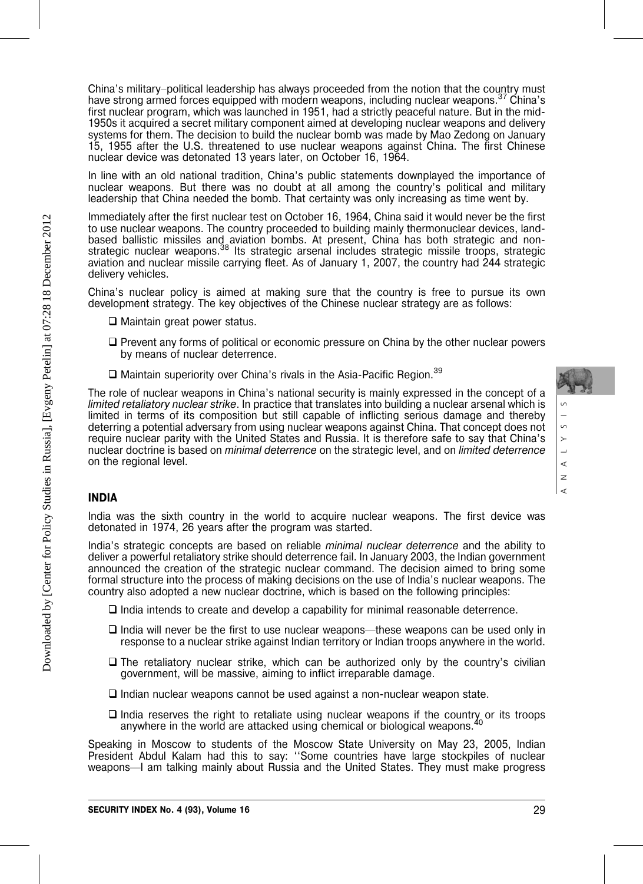China's military–political leadership has always proceeded from the notion that the country must have strong armed forces equipped with modern weapons, including nuclear weapons.[37] China's first nuclear program, which was launched in 1951, had a strictly peaceful nature. But in the mid-1950s it acquired a secret military component aimed at developing nuclear weapons and delivery systems for them. The decision to build the nuclear bomb was made by Mao Zedong on January 15, 1955 after the U.S. threatened to use nuclear weapons against China. The first Chinese nuclear device was detonated 13 years later, on October 16, 1964.

In line with an old national tradition, China's public statements downplayed the importance of nuclear weapons. But there was no doubt at all among the country's political and military leadership that China needed the bomb. That certainty was only increasing as time went by.

Immediately after the first nuclear test on October 16, 1964, China said it would never be the first to use nuclear weapons. The country proceeded to building mainly thermonuclear devices, land-based ballistic missiles and aviation bombs. At present, China has both strategic and non-strategic nuclear weapons.[38] Its strategic arsenal includes strategic missile troops, strategic aviation and nuclear missile carrying fleet. As of January 1, 2007, the country had 244 strategic delivery vehicles.

China's nuclear policy is aimed at making sure that the country is free to pursue its own development strategy. The key objectives of the Chinese nuclear strategy are as follows:

- Maintain great power status.
- Prevent any forms of political or economic pressure on China by the other nuclear powers by means of nuclear deterrence.
- Maintain superiority over China's rivals in the Asia-Pacific Region.[39]

The role of nuclear weapons in China's national security is mainly expressed in the concept of a *limited retaliatory nuclear strike*. In practice that translates into building a nuclear arsenal which is limited in terms of its composition but still capable of inflicting serious damage and thereby deterring a potential adversary from using nuclear weapons against China. That concept does not require nuclear parity with the United States and Russia. It is therefore safe to say that China's nuclear doctrine is based on *minimal deterrence* on the strategic level, and on *limited deterrence* on the regional level.

## INDIA

India was the sixth country in the world to acquire nuclear weapons. The first device was detonated in 1974, 26 years after the program was started.

India's strategic concepts are based on reliable *minimal nuclear deterrence* and the ability to deliver a powerful retaliatory strike should deterrence fail. In January 2003, the Indian government announced the creation of the strategic nuclear command. The decision aimed to bring some formal structure into the process of making decisions on the use of India's nuclear weapons. The country also adopted a new nuclear doctrine, which is based on the following principles:

- India intends to create and develop a capability for minimal reasonable deterrence.
- India will never be the first to use nuclear weapons—these weapons can be used only in response to a nuclear strike against Indian territory or Indian troops anywhere in the world.
- The retaliatory nuclear strike, which can be authorized only by the country's civilian government, will be massive, aiming to inflict irreparable damage.
- Indian nuclear weapons cannot be used against a non-nuclear weapon state.
- India reserves the right to retaliate using nuclear weapons if the country or its troops anywhere in the world are attacked using chemical or biological weapons.[40]

Speaking in Moscow to students of the Moscow State University on May 23, 2005, Indian President Abdul Kalam had this to say: ''Some countries have large stockpiles of nuclear weapons—I am talking mainly about Russia and the United States. They must make progress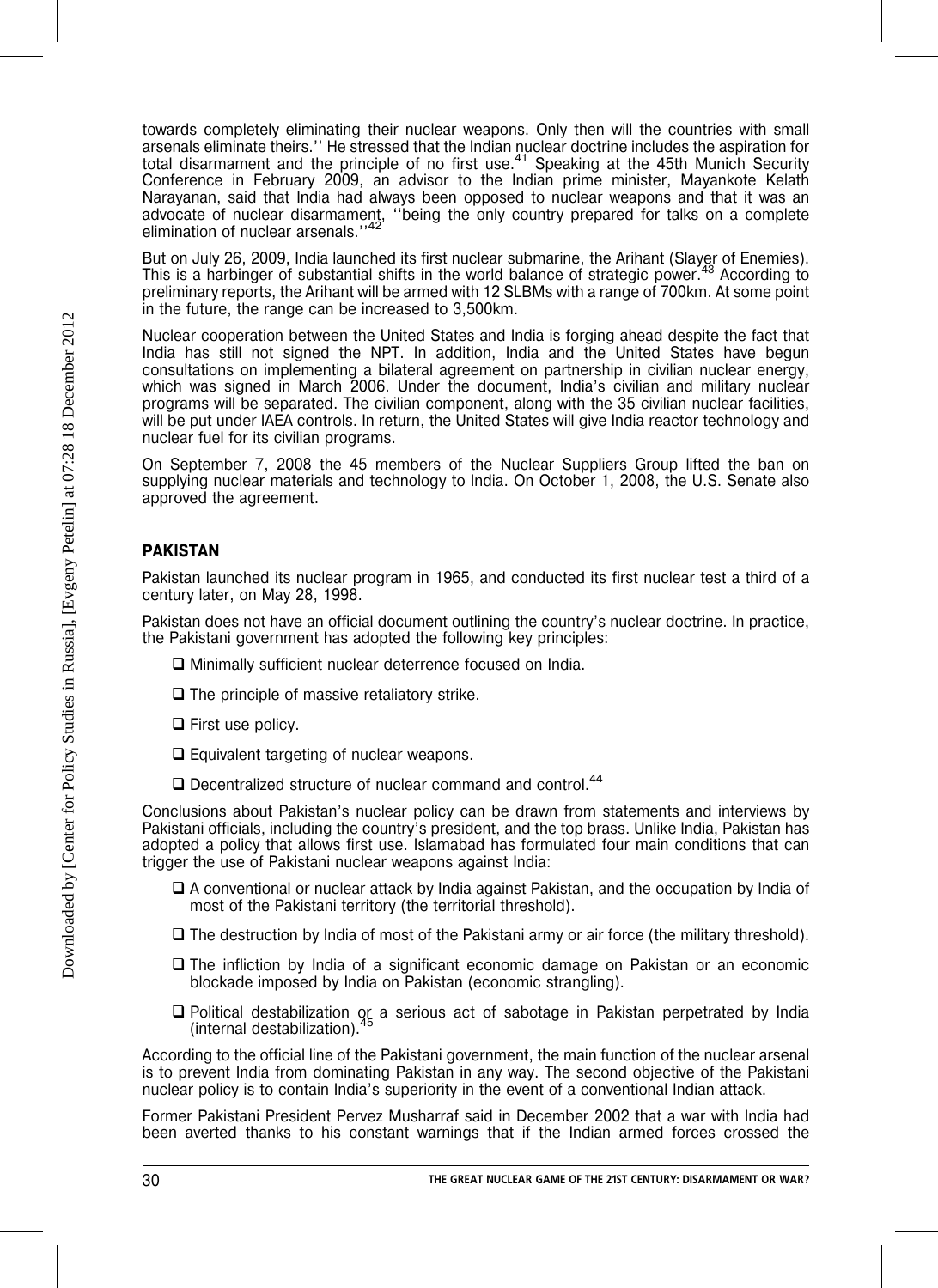towards completely eliminating their nuclear weapons. Only then will the countries with small arsenals eliminate theirs.'' He stressed that the Indian nuclear doctrine includes the aspiration for total disarmament and the principle of no first use.[41] Speaking at the 45th Munich Security Conference in February 2009, an advisor to the Indian prime minister, Mayankote Kelath Narayanan, said that India had always been opposed to nuclear weapons and that it was an advocate of nuclear disarmament, ''being the only country prepared for talks on a complete elimination of nuclear arsenals.''[42]

But on July 26, 2009, India launched its first nuclear submarine, the Arihant (Slayer of Enemies). This is a harbinger of substantial shifts in the world balance of strategic power.[43] According to preliminary reports, the Arihant will be armed with 12 SLBMs with a range of 700km. At some point in the future, the range can be increased to 3,500km.

Nuclear cooperation between the United States and India is forging ahead despite the fact that India has still not signed the NPT. In addition, India and the United States have begun consultations on implementing a bilateral agreement on partnership in civilian nuclear energy, which was signed in March 2006. Under the document, India's civilian and military nuclear programs will be separated. The civilian component, along with the 35 civilian nuclear facilities, will be put under IAEA controls. In return, the United States will give India reactor technology and nuclear fuel for its civilian programs.

On September 7, 2008 the 45 members of the Nuclear Suppliers Group lifted the ban on supplying nuclear materials and technology to India. On October 1, 2008, the U.S. Senate also approved the agreement.

## PAKISTAN

Pakistan launched its nuclear program in 1965, and conducted its first nuclear test a third of a century later, on May 28, 1998.

Pakistan does not have an official document outlining the country's nuclear doctrine. In practice, the Pakistani government has adopted the following key principles:

- Minimally sufficient nuclear deterrence focused on India.
- The principle of massive retaliatory strike.
- First use policy.
- Equivalent targeting of nuclear weapons.
- Decentralized structure of nuclear command and control.[44]

Conclusions about Pakistan's nuclear policy can be drawn from statements and interviews by Pakistani officials, including the country's president, and the top brass. Unlike India, Pakistan has adopted a policy that allows first use. Islamabad has formulated four main conditions that can trigger the use of Pakistani nuclear weapons against India:

- A conventional or nuclear attack by India against Pakistan, and the occupation by India of most of the Pakistani territory (the territorial threshold).
- The destruction by India of most of the Pakistani army or air force (the military threshold).
- The infliction by India of a significant economic damage on Pakistan or an economic blockade imposed by India on Pakistan (economic strangling).
- Political destabilization or a serious act of sabotage in Pakistan perpetrated by India (internal destabilization).[45]

According to the official line of the Pakistani government, the main function of the nuclear arsenal is to prevent India from dominating Pakistan in any way. The second objective of the Pakistani nuclear policy is to contain India's superiority in the event of a conventional Indian attack.

Former Pakistani President Pervez Musharraf said in December 2002 that a war with India had been averted thanks to his constant warnings that if the Indian armed forces crossed the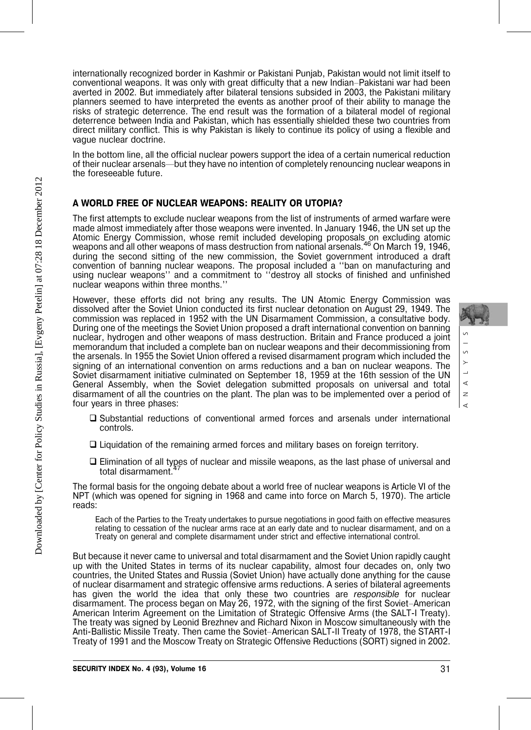internationally recognized border in Kashmir or Pakistani Punjab, Pakistan would not limit itself to conventional weapons. It was only with great difficulty that a new Indian–Pakistani war had been averted in 2002. But immediately after bilateral tensions subsided in 2003, the Pakistani military planners seemed to have interpreted the events as another proof of their ability to manage the risks of strategic deterrence. The end result was the formation of a bilateral model of regional deterrence between India and Pakistan, which has essentially shielded these two countries from direct military conflict. This is why Pakistan is likely to continue its policy of using a flexible and vague nuclear doctrine.

In the bottom line, all the official nuclear powers support the idea of a certain numerical reduction of their nuclear arsenals—but they have no intention of completely renouncing nuclear weapons in the foreseeable future.

## A WORLD FREE OF NUCLEAR WEAPONS: REALITY OR UTOPIA?

The first attempts to exclude nuclear weapons from the list of instruments of armed warfare were made almost immediately after those weapons were invented. In January 1946, the UN set up the Atomic Energy Commission, whose remit included developing proposals on excluding atomic weapons and all other weapons of mass destruction from national arsenals.[46] On March 19, 1946, during the second sitting of the new commission, the Soviet government introduced a draft convention of banning nuclear weapons. The proposal included a ''ban on manufacturing and using nuclear weapons'' and a commitment to ''destroy all stocks of finished and unfinished nuclear weapons within three months.''

However, these efforts did not bring any results. The UN Atomic Energy Commission was dissolved after the Soviet Union conducted its first nuclear detonation on August 29, 1949. The commission was replaced in 1952 with the UN Disarmament Commission, a consultative body. During one of the meetings the Soviet Union proposed a draft international convention on banning nuclear, hydrogen and other weapons of mass destruction. Britain and France produced a joint memorandum that included a complete ban on nuclear weapons and their decommissioning from the arsenals. In 1955 the Soviet Union offered a revised disarmament program which included the signing of an international convention on arms reductions and a ban on nuclear weapons. The Soviet disarmament initiative culminated on September 18, 1959 at the 16th session of the UN General Assembly, when the Soviet delegation submitted proposals on universal and total disarmament of all the countries on the plant. The plan was to be implemented over a period of four years in three phases:

- Substantial reductions of conventional armed forces and arsenals under international controls.
- Liquidation of the remaining armed forces and military bases on foreign territory.
- Elimination of all types of nuclear and missile weapons, as the last phase of universal and total disarmament.[47]

The formal basis for the ongoing debate about a world free of nuclear weapons is Article VI of the NPT (which was opened for signing in 1968 and came into force on March 5, 1970). The article reads:

> Each of the Parties to the Treaty undertakes to pursue negotiations in good faith on effective measures relating to cessation of the nuclear arms race at an early date and to nuclear disarmament, and on a Treaty on general and complete disarmament under strict and effective international control.

But because it never came to universal and total disarmament and the Soviet Union rapidly caught up with the United States in terms of its nuclear capability, almost four decades on, only two countries, the United States and Russia (Soviet Union) have actually done anything for the cause of nuclear disarmament and strategic offensive arms reductions. A series of bilateral agreements has given the world the idea that only these two countries are *responsible* for nuclear disarmament. The process began on May 26, 1972, with the signing of the first Soviet–American American Interim Agreement on the Limitation of Strategic Offensive Arms (the SALT-I Treaty). The treaty was signed by Leonid Brezhnev and Richard Nixon in Moscow simultaneously with the Anti-Ballistic Missile Treaty. Then came the Soviet–American SALT-II Treaty of 1978, the START-I Treaty of 1991 and the Moscow Treaty on Strategic Offensive Reductions (SORT) signed in 2002.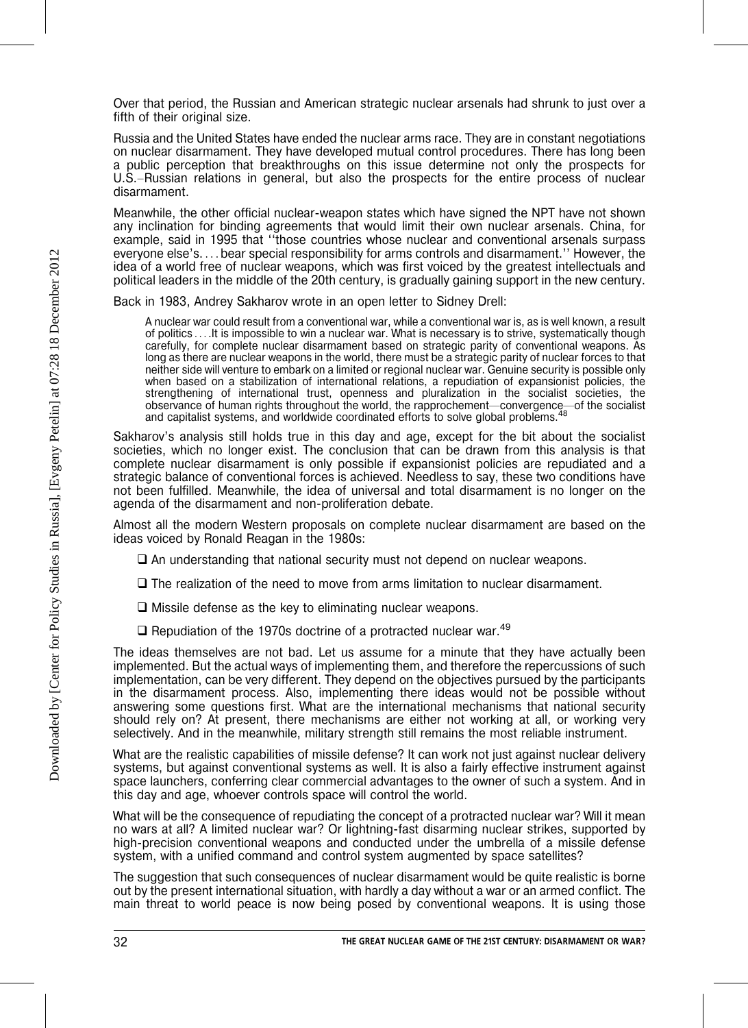Over that period, the Russian and American strategic nuclear arsenals had shrunk to just over a fifth of their original size.

Russia and the United States have ended the nuclear arms race. They are in constant negotiations on nuclear disarmament. They have developed mutual control procedures. There has long been a public perception that breakthroughs on this issue determine not only the prospects for U.S.–Russian relations in general, but also the prospects for the entire process of nuclear disarmament.

Meanwhile, the other official nuclear-weapon states which have signed the NPT have not shown any inclination for binding agreements that would limit their own nuclear arsenals. China, for example, said in 1995 that ''those countries whose nuclear and conventional arsenals surpass everyone else's. . . . bear special responsibility for arms controls and disarmament.'' However, the idea of a world free of nuclear weapons, which was first voiced by the greatest intellectuals and political leaders in the middle of the 20th century, is gradually gaining support in the new century.

Back in 1983, Andrey Sakharov wrote in an open letter to Sidney Drell:

> A nuclear war could result from a conventional war, while a conventional war is, as is well known, a result of politics . . . .It is impossible to win a nuclear war. What is necessary is to strive, systematically though carefully, for complete nuclear disarmament based on strategic parity of conventional weapons. As long as there are nuclear weapons in the world, there must be a strategic parity of nuclear forces to that neither side will venture to embark on a limited or regional nuclear war. Genuine security is possible only when based on a stabilization of international relations, a repudiation of expansionist policies, the strengthening of international trust, openness and pluralization in the socialist societies, the observance of human rights throughout the world, the rapprochement—convergence—of the socialist and capitalist systems, and worldwide coordinated efforts to solve global problems.[48]

Sakharov's analysis still holds true in this day and age, except for the bit about the socialist societies, which no longer exist. The conclusion that can be drawn from this analysis is that complete nuclear disarmament is only possible if expansionist policies are repudiated and a strategic balance of conventional forces is achieved. Needless to say, these two conditions have not been fulfilled. Meanwhile, the idea of universal and total disarmament is no longer on the agenda of the disarmament and non-proliferation debate.

Almost all the modern Western proposals on complete nuclear disarmament are based on the ideas voiced by Ronald Reagan in the 1980s:

- An understanding that national security must not depend on nuclear weapons.
- The realization of the need to move from arms limitation to nuclear disarmament.
- Missile defense as the key to eliminating nuclear weapons.
- Repudiation of the 1970s doctrine of a protracted nuclear war.[49]

The ideas themselves are not bad. Let us assume for a minute that they have actually been implemented. But the actual ways of implementing them, and therefore the repercussions of such implementation, can be very different. They depend on the objectives pursued by the participants in the disarmament process. Also, implementing there ideas would not be possible without answering some questions first. What are the international mechanisms that national security should rely on? At present, there mechanisms are either not working at all, or working very selectively. And in the meanwhile, military strength still remains the most reliable instrument.

What are the realistic capabilities of missile defense? It can work not just against nuclear delivery systems, but against conventional systems as well. It is also a fairly effective instrument against space launchers, conferring clear commercial advantages to the owner of such a system. And in this day and age, whoever controls space will control the world.

What will be the consequence of repudiating the concept of a protracted nuclear war? Will it mean no wars at all? A limited nuclear war? Or lightning-fast disarming nuclear strikes, supported by high-precision conventional weapons and conducted under the umbrella of a missile defense system, with a unified command and control system augmented by space satellites?

The suggestion that such consequences of nuclear disarmament would be quite realistic is borne out by the present international situation, with hardly a day without a war or an armed conflict. The main threat to world peace is now being posed by conventional weapons. It is using those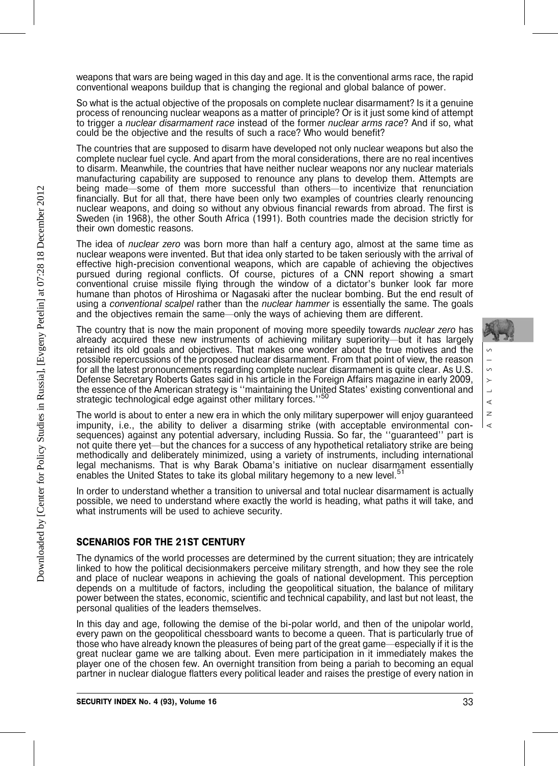weapons that wars are being waged in this day and age. It is the conventional arms race, the rapid conventional weapons buildup that is changing the regional and global balance of power.

So what is the actual objective of the proposals on complete nuclear disarmament? Is it a genuine process of renouncing nuclear weapons as a matter of principle? Or is it just some kind of attempt to trigger a *nuclear disarmament race* instead of the former *nuclear arms race*? And if so, what could be the objective and the results of such a race? Who would benefit?

The countries that are supposed to disarm have developed not only nuclear weapons but also the complete nuclear fuel cycle. And apart from the moral considerations, there are no real incentives to disarm. Meanwhile, the countries that have neither nuclear weapons nor any nuclear materials manufacturing capability are supposed to renounce any plans to develop them. Attempts are being made—some of them more successful than others—to incentivize that renunciation financially. But for all that, there have been only two examples of countries clearly renouncing nuclear weapons, and doing so without any obvious financial rewards from abroad. The first is Sweden (in 1968), the other South Africa (1991). Both countries made the decision strictly for their own domestic reasons.

The idea of *nuclear zero* was born more than half a century ago, almost at the same time as nuclear weapons were invented. But that idea only started to be taken seriously with the arrival of effective high-precision conventional weapons, which are capable of achieving the objectives pursued during regional conflicts. Of course, pictures of a CNN report showing a smart conventional cruise missile flying through the window of a dictator's bunker look far more humane than photos of Hiroshima or Nagasaki after the nuclear bombing. But the end result of using a *conventional scalpel* rather than the *nuclear hammer* is essentially the same. The goals and the objectives remain the same—only the ways of achieving them are different.

The country that is now the main proponent of moving more speedily towards *nuclear zero* has already acquired these new instruments of achieving military superiority—but it has largely retained its old goals and objectives. That makes one wonder about the true motives and the possible repercussions of the proposed nuclear disarmament. From that point of view, the reason for all the latest pronouncements regarding complete nuclear disarmament is quite clear. As U.S. Defense Secretary Roberts Gates said in his article in the Foreign Affairs magazine in early 2009, the essence of the American strategy is ''maintaining the United States' existing conventional and strategic technological edge against other military forces.''[50]

The world is about to enter a new era in which the only military superpower will enjoy guaranteed impunity, i.e., the ability to deliver a disarming strike (with acceptable environmental consequences) against any potential adversary, including Russia. So far, the ''guaranteed'' part is not quite there yet—but the chances for a success of any hypothetical retaliatory strike are being methodically and deliberately minimized, using a variety of instruments, including international legal mechanisms. That is why Barak Obama's initiative on nuclear disarmament essentially enables the United States to take its global military hegemony to a new level.[51]

In order to understand whether a transition to universal and total nuclear disarmament is actually possible, we need to understand where exactly the world is heading, what paths it will take, and what instruments will be used to achieve security.

## SCENARIOS FOR THE 21ST CENTURY

The dynamics of the world processes are determined by the current situation; they are intricately linked to how the political decisionmakers perceive military strength, and how they see the role and place of nuclear weapons in achieving the goals of national development. This perception depends on a multitude of factors, including the geopolitical situation, the balance of military power between the states, economic, scientific and technical capability, and last but not least, the personal qualities of the leaders themselves.

In this day and age, following the demise of the bi-polar world, and then of the unipolar world, every pawn on the geopolitical chessboard wants to become a queen. That is particularly true of those who have already known the pleasures of being part of the great game—especially if it is the great nuclear game we are talking about. Even mere participation in it immediately makes the player one of the chosen few. An overnight transition from being a pariah to becoming an equal partner in nuclear dialogue flatters every political leader and raises the prestige of every nation in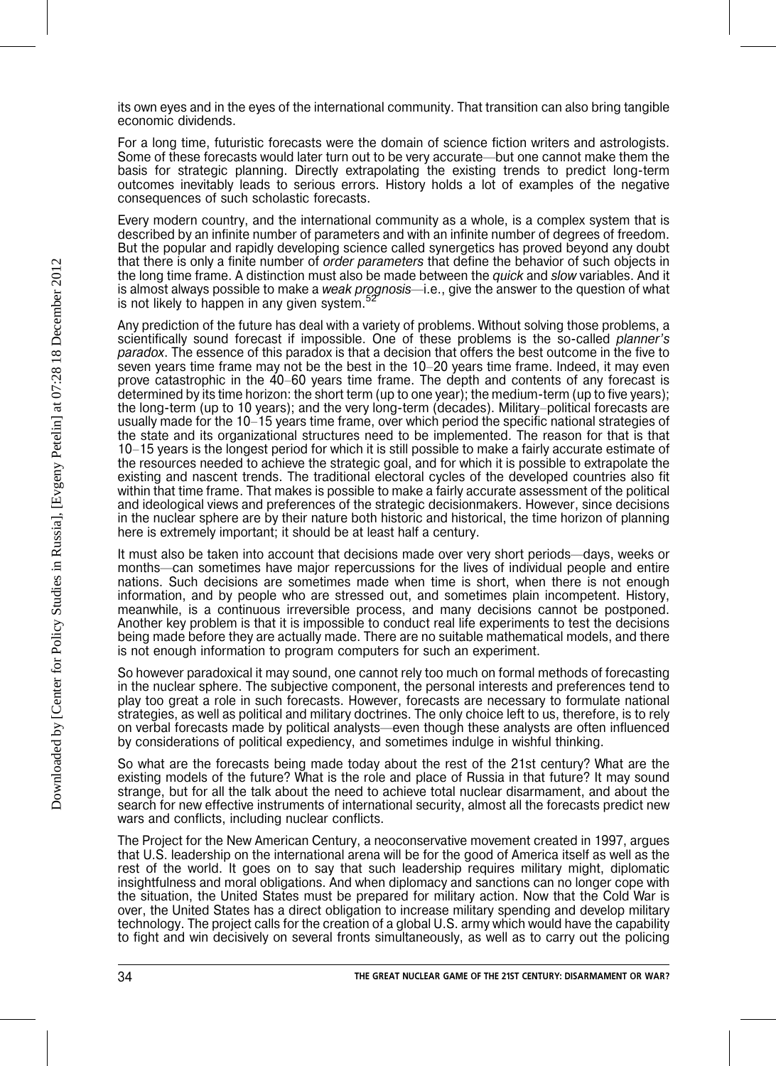its own eyes and in the eyes of the international community. That transition can also bring tangible economic dividends.

For a long time, futuristic forecasts were the domain of science fiction writers and astrologists. Some of these forecasts would later turn out to be very accurate—but one cannot make them the basis for strategic planning. Directly extrapolating the existing trends to predict long-term outcomes inevitably leads to serious errors. History holds a lot of examples of the negative consequences of such scholastic forecasts.

Every modern country, and the international community as a whole, is a complex system that is described by an infinite number of parameters and with an infinite number of degrees of freedom. But the popular and rapidly developing science called synergetics has proved beyond any doubt that there is only a finite number of *order parameters* that define the behavior of such objects in the long time frame. A distinction must also be made between the *quick* and *slow* variables. And it is almost always possible to make a *weak prognosis*—i.e., give the answer to the question of what is not likely to happen in any given system.[52]

Any prediction of the future has deal with a variety of problems. Without solving those problems, a scientifically sound forecast if impossible. One of these problems is the so-called *planner's paradox*. The essence of this paradox is that a decision that offers the best outcome in the five to seven years time frame may not be the best in the 10–20 years time frame. Indeed, it may even prove catastrophic in the 40–60 years time frame. The depth and contents of any forecast is determined by its time horizon: the short term (up to one year); the medium-term (up to five years); the long-term (up to 10 years); and the very long-term (decades). Military–political forecasts are usually made for the 10–15 years time frame, over which period the specific national strategies of the state and its organizational structures need to be implemented. The reason for that is that 10–15 years is the longest period for which it is still possible to make a fairly accurate estimate of the resources needed to achieve the strategic goal, and for which it is possible to extrapolate the existing and nascent trends. The traditional electoral cycles of the developed countries also fit within that time frame. That makes is possible to make a fairly accurate assessment of the political and ideological views and preferences of the strategic decisionmakers. However, since decisions in the nuclear sphere are by their nature both historic and historical, the time horizon of planning here is extremely important; it should be at least half a century.

It must also be taken into account that decisions made over very short periods—days, weeks or months—can sometimes have major repercussions for the lives of individual people and entire nations. Such decisions are sometimes made when time is short, when there is not enough information, and by people who are stressed out, and sometimes plain incompetent. History, meanwhile, is a continuous irreversible process, and many decisions cannot be postponed. Another key problem is that it is impossible to conduct real life experiments to test the decisions being made before they are actually made. There are no suitable mathematical models, and there is not enough information to program computers for such an experiment.

So however paradoxical it may sound, one cannot rely too much on formal methods of forecasting in the nuclear sphere. The subjective component, the personal interests and preferences tend to play too great a role in such forecasts. However, forecasts are necessary to formulate national strategies, as well as political and military doctrines. The only choice left to us, therefore, is to rely on verbal forecasts made by political analysts—even though these analysts are often influenced by considerations of political expediency, and sometimes indulge in wishful thinking.

So what are the forecasts being made today about the rest of the 21st century? What are the existing models of the future? What is the role and place of Russia in that future? It may sound strange, but for all the talk about the need to achieve total nuclear disarmament, and about the search for new effective instruments of international security, almost all the forecasts predict new wars and conflicts, including nuclear conflicts.

The Project for the New American Century, a neoconservative movement created in 1997, argues that U.S. leadership on the international arena will be for the good of America itself as well as the rest of the world. It goes on to say that such leadership requires military might, diplomatic insightfulness and moral obligations. And when diplomacy and sanctions can no longer cope with the situation, the United States must be prepared for military action. Now that the Cold War is over, the United States has a direct obligation to increase military spending and develop military technology. The project calls for the creation of a global U.S. army which would have the capability to fight and win decisively on several fronts simultaneously, as well as to carry out the policing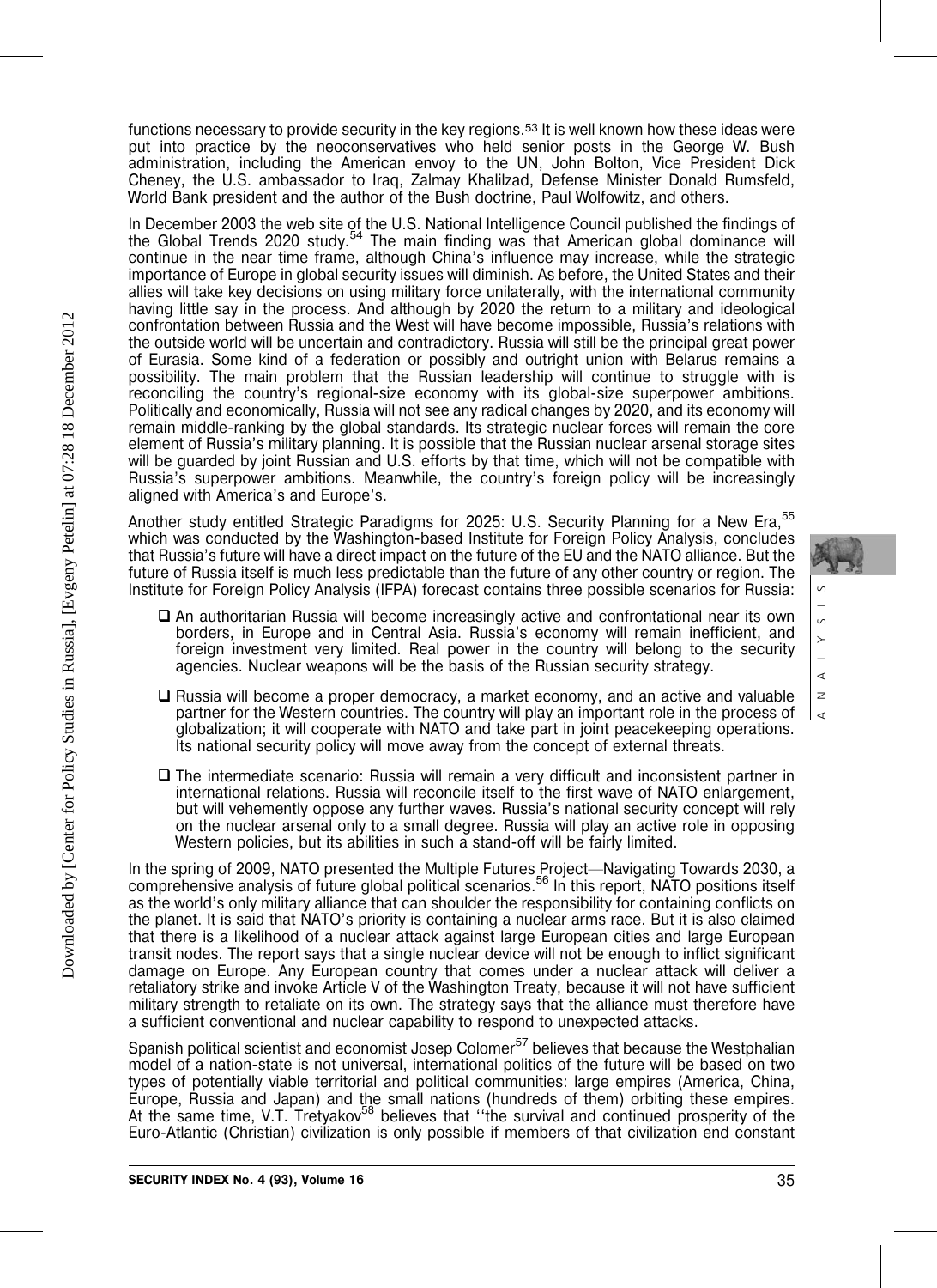functions necessary to provide security in the key regions.[53] It is well known how these ideas were put into practice by the neoconservatives who held senior posts in the George W. Bush administration, including the American envoy to the UN, John Bolton, Vice President Dick Cheney, the U.S. ambassador to Iraq, Zalmay Khalilzad, Defense Minister Donald Rumsfeld, World Bank president and the author of the Bush doctrine, Paul Wolfowitz, and others.

In December 2003 the web site of the U.S. National Intelligence Council published the findings of the Global Trends 2020 study.[54] The main finding was that American global dominance will continue in the near time frame, although China's influence may increase, while the strategic importance of Europe in global security issues will diminish. As before, the United States and their allies will take key decisions on using military force unilaterally, with the international community having little say in the process. And although by 2020 the return to a military and ideological confrontation between Russia and the West will have become impossible, Russia's relations with the outside world will be uncertain and contradictory. Russia will still be the principal great power of Eurasia. Some kind of a federation or possibly and outright union with Belarus remains a possibility. The main problem that the Russian leadership will continue to struggle with is reconciling the country's regional-size economy with its global-size superpower ambitions. Politically and economically, Russia will not see any radical changes by 2020, and its economy will remain middle-ranking by the global standards. Its strategic nuclear forces will remain the core element of Russia's military planning. It is possible that the Russian nuclear arsenal storage sites will be guarded by joint Russian and U.S. efforts by that time, which will not be compatible with Russia's superpower ambitions. Meanwhile, the country's foreign policy will be increasingly aligned with America's and Europe's.

Another study entitled Strategic Paradigms for 2025: U.S. Security Planning for a New Era,[55] which was conducted by the Washington-based Institute for Foreign Policy Analysis, concludes that Russia's future will have a direct impact on the future of the EU and the NATO alliance. But the future of Russia itself is much less predictable than the future of any other country or region. The Institute for Foreign Policy Analysis (IFPA) forecast contains three possible scenarios for Russia:

- An authoritarian Russia will become increasingly active and confrontational near its own borders, in Europe and in Central Asia. Russia's economy will remain inefficient, and foreign investment very limited. Real power in the country will belong to the security agencies. Nuclear weapons will be the basis of the Russian security strategy.
- Russia will become a proper democracy, a market economy, and an active and valuable partner for the Western countries. The country will play an important role in the process of globalization; it will cooperate with NATO and take part in joint peacekeeping operations. Its national security policy will move away from the concept of external threats.
- The intermediate scenario: Russia will remain a very difficult and inconsistent partner in international relations. Russia will reconcile itself to the first wave of NATO enlargement, but will vehemently oppose any further waves. Russia's national security concept will rely on the nuclear arsenal only to a small degree. Russia will play an active role in opposing Western policies, but its abilities in such a stand-off will be fairly limited.

In the spring of 2009, NATO presented the Multiple Futures Project—Navigating Towards 2030, a comprehensive analysis of future global political scenarios.[56] In this report, NATO positions itself as the world's only military alliance that can shoulder the responsibility for containing conflicts on the planet. It is said that NATO's priority is containing a nuclear arms race. But it is also claimed that there is a likelihood of a nuclear attack against large European cities and large European transit nodes. The report says that a single nuclear device will not be enough to inflict significant damage on Europe. Any European country that comes under a nuclear attack will deliver a retaliatory strike and invoke Article V of the Washington Treaty, because it will not have sufficient military strength to retaliate on its own. The strategy says that the alliance must therefore have a sufficient conventional and nuclear capability to respond to unexpected attacks.

Spanish political scientist and economist Josep Colomer[57] believes that because the Westphalian model of a nation-state is not universal, international politics of the future will be based on two types of potentially viable territorial and political communities: large empires (America, China, Europe, Russia and Japan) and the small nations (hundreds of them) orbiting these empires. At the same time, V.T. Tretyakov[58] believes that "the survival and continued prosperity of the Euro-Atlantic (Christian) civilization is only possible if members of that civilization end constant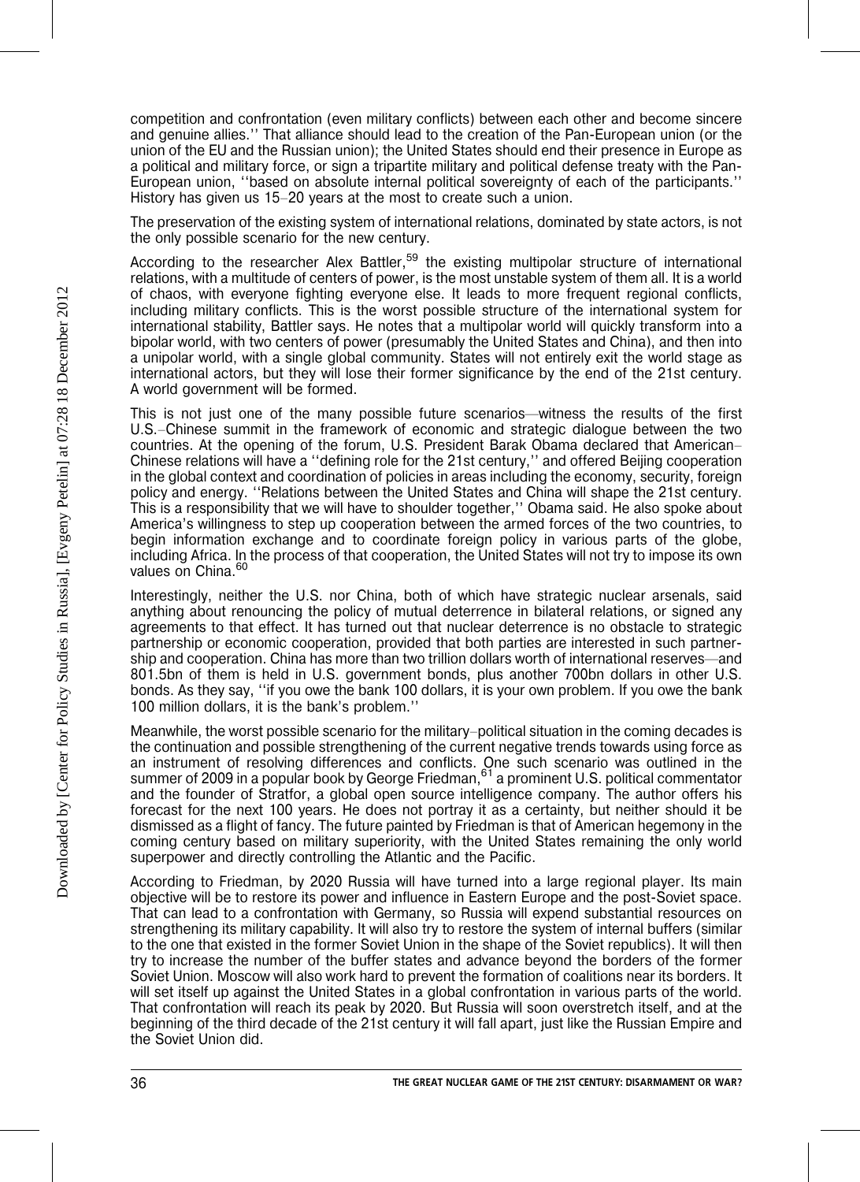competition and confrontation (even military conflicts) between each other and become sincere and genuine allies.'' That alliance should lead to the creation of the Pan-European union (or the union of the EU and the Russian union); the United States should end their presence in Europe as a political and military force, or sign a tripartite military and political defense treaty with the Pan-European union, ''based on absolute internal political sovereignty of each of the participants.'' History has given us 15–20 years at the most to create such a union.

The preservation of the existing system of international relations, dominated by state actors, is not the only possible scenario for the new century.

According to the researcher Alex Battler,[59] the existing multipolar structure of international relations, with a multitude of centers of power, is the most unstable system of them all. It is a world of chaos, with everyone fighting everyone else. It leads to more frequent regional conflicts, including military conflicts. This is the worst possible structure of the international system for international stability, Battler says. He notes that a multipolar world will quickly transform into a bipolar world, with two centers of power (presumably the United States and China), and then into a unipolar world, with a single global community. States will not entirely exit the world stage as international actors, but they will lose their former significance by the end of the 21st century. A world government will be formed.

This is not just one of the many possible future scenarios—witness the results of the first U.S.–Chinese summit in the framework of economic and strategic dialogue between the two countries. At the opening of the forum, U.S. President Barak Obama declared that American–Chinese relations will have a ''defining role for the 21st century,'' and offered Beijing cooperation in the global context and coordination of policies in areas including the economy, security, foreign policy and energy. ''Relations between the United States and China will shape the 21st century. This is a responsibility that we will have to shoulder together,'' Obama said. He also spoke about America's willingness to step up cooperation between the armed forces of the two countries, to begin information exchange and to coordinate foreign policy in various parts of the globe, including Africa. In the process of that cooperation, the United States will not try to impose its own values on China.[60]

Interestingly, neither the U.S. nor China, both of which have strategic nuclear arsenals, said anything about renouncing the policy of mutual deterrence in bilateral relations, or signed any agreements to that effect. It has turned out that nuclear deterrence is no obstacle to strategic partnership or economic cooperation, provided that both parties are interested in such partnership and cooperation. China has more than two trillion dollars worth of international reserves—and 801.5bn of them is held in U.S. government bonds, plus another 700bn dollars in other U.S. bonds. As they say, ''if you owe the bank 100 dollars, it is your own problem. If you owe the bank 100 million dollars, it is the bank's problem.''

Meanwhile, the worst possible scenario for the military–political situation in the coming decades is the continuation and possible strengthening of the current negative trends towards using force as an instrument of resolving differences and conflicts. One such scenario was outlined in the summer of 2009 in a popular book by George Friedman,[61] a prominent U.S. political commentator and the founder of Stratfor, a global open source intelligence company. The author offers his forecast for the next 100 years. He does not portray it as a certainty, but neither should it be dismissed as a flight of fancy. The future painted by Friedman is that of American hegemony in the coming century based on military superiority, with the United States remaining the only world superpower and directly controlling the Atlantic and the Pacific.

According to Friedman, by 2020 Russia will have turned into a large regional player. Its main objective will be to restore its power and influence in Eastern Europe and the post-Soviet space. That can lead to a confrontation with Germany, so Russia will expend substantial resources on strengthening its military capability. It will also try to restore the system of internal buffers (similar to the one that existed in the former Soviet Union in the shape of the Soviet republics). It will then try to increase the number of the buffer states and advance beyond the borders of the former Soviet Union. Moscow will also work hard to prevent the formation of coalitions near its borders. It will set itself up against the United States in a global confrontation in various parts of the world. That confrontation will reach its peak by 2020. But Russia will soon overstretch itself, and at the beginning of the third decade of the 21st century it will fall apart, just like the Russian Empire and the Soviet Union did.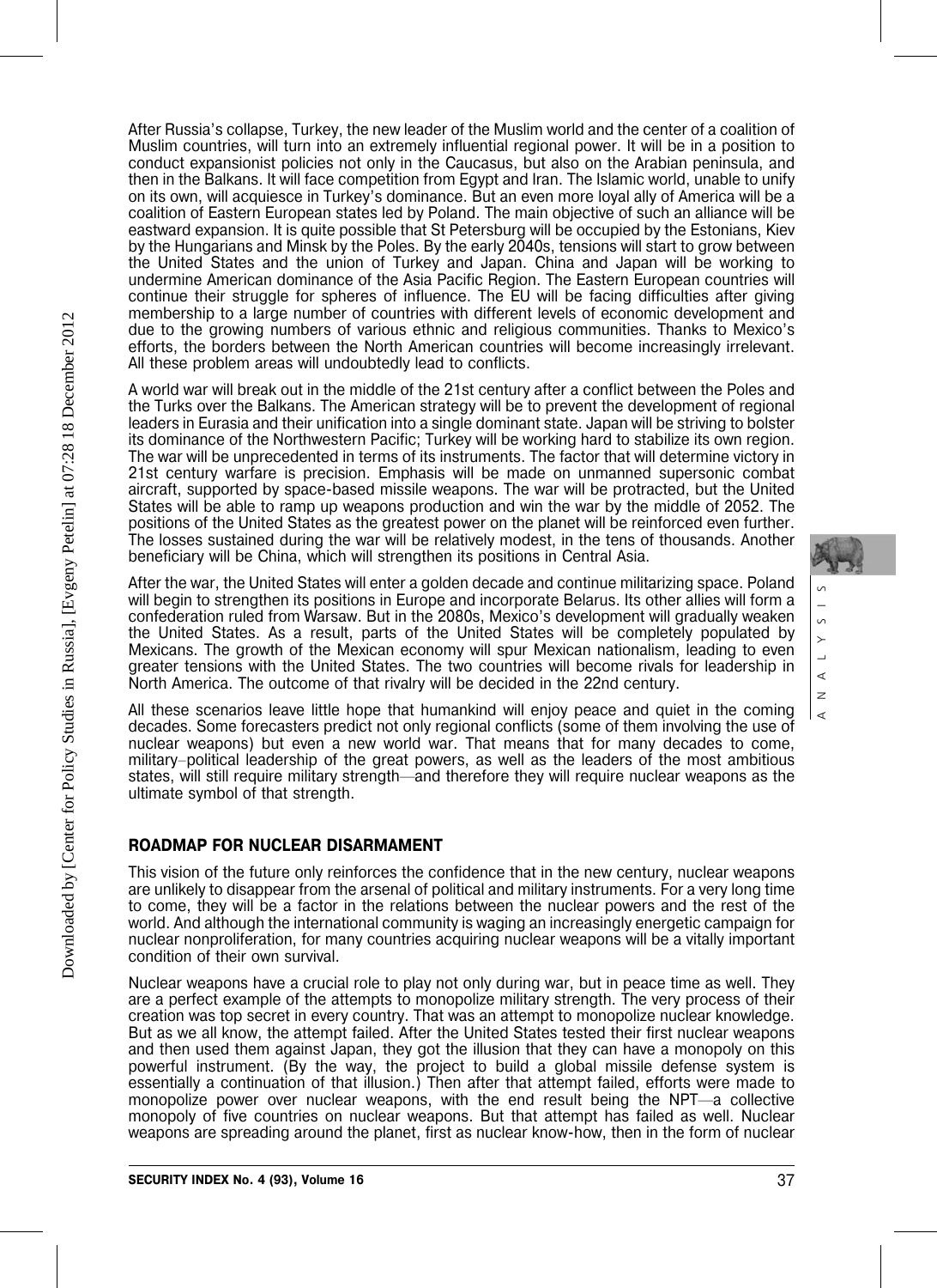After Russia's collapse, Turkey, the new leader of the Muslim world and the center of a coalition of Muslim countries, will turn into an extremely influential regional power. It will be in a position to conduct expansionist policies not only in the Caucasus, but also on the Arabian peninsula, and then in the Balkans. It will face competition from Egypt and Iran. The Islamic world, unable to unify on its own, will acquiesce in Turkey's dominance. But an even more loyal ally of America will be a coalition of Eastern European states led by Poland. The main objective of such an alliance will be eastward expansion. It is quite possible that St Petersburg will be occupied by the Estonians, Kiev by the Hungarians and Minsk by the Poles. By the early 2040s, tensions will start to grow between the United States and the union of Turkey and Japan. China and Japan will be working to undermine American dominance of the Asia Pacific Region. The Eastern European countries will continue their struggle for spheres of influence. The EU will be facing difficulties after giving membership to a large number of countries with different levels of economic development and due to the growing numbers of various ethnic and religious communities. Thanks to Mexico's efforts, the borders between the North American countries will become increasingly irrelevant. All these problem areas will undoubtedly lead to conflicts.

A world war will break out in the middle of the 21st century after a conflict between the Poles and the Turks over the Balkans. The American strategy will be to prevent the development of regional leaders in Eurasia and their unification into a single dominant state. Japan will be striving to bolster its dominance of the Northwestern Pacific; Turkey will be working hard to stabilize its own region. The war will be unprecedented in terms of its instruments. The factor that will determine victory in 21st century warfare is precision. Emphasis will be made on unmanned supersonic combat aircraft, supported by space-based missile weapons. The war will be protracted, but the United States will be able to ramp up weapons production and win the war by the middle of 2052. The positions of the United States as the greatest power on the planet will be reinforced even further. The losses sustained during the war will be relatively modest, in the tens of thousands. Another beneficiary will be China, which will strengthen its positions in Central Asia.

After the war, the United States will enter a golden decade and continue militarizing space. Poland will begin to strengthen its positions in Europe and incorporate Belarus. Its other allies will form a confederation ruled from Warsaw. But in the 2080s, Mexico's development will gradually weaken the United States. As a result, parts of the United States will be completely populated by Mexicans. The growth of the Mexican economy will spur Mexican nationalism, leading to even greater tensions with the United States. The two countries will become rivals for leadership in North America. The outcome of that rivalry will be decided in the 22nd century.

All these scenarios leave little hope that humankind will enjoy peace and quiet in the coming decades. Some forecasters predict not only regional conflicts (some of them involving the use of nuclear weapons) but even a new world war. That means that for many decades to come, military–political leadership of the great powers, as well as the leaders of the most ambitious states, will still require military strength—and therefore they will require nuclear weapons as the ultimate symbol of that strength.

## ROADMAP FOR NUCLEAR DISARMAMENT

This vision of the future only reinforces the confidence that in the new century, nuclear weapons are unlikely to disappear from the arsenal of political and military instruments. For a very long time to come, they will be a factor in the relations between the nuclear powers and the rest of the world. And although the international community is waging an increasingly energetic campaign for nuclear nonproliferation, for many countries acquiring nuclear weapons will be a vitally important condition of their own survival.

Nuclear weapons have a crucial role to play not only during war, but in peace time as well. They are a perfect example of the attempts to monopolize military strength. The very process of their creation was top secret in every country. That was an attempt to monopolize nuclear knowledge. But as we all know, the attempt failed. After the United States tested their first nuclear weapons and then used them against Japan, they got the illusion that they can have a monopoly on this powerful instrument. (By the way, the project to build a global missile defense system is essentially a continuation of that illusion.) Then after that attempt failed, efforts were made to monopolize power over nuclear weapons, with the end result being the NPT—a collective monopoly of five countries on nuclear weapons. But that attempt has failed as well. Nuclear weapons are spreading around the planet, first as nuclear know-how, then in the form of nuclear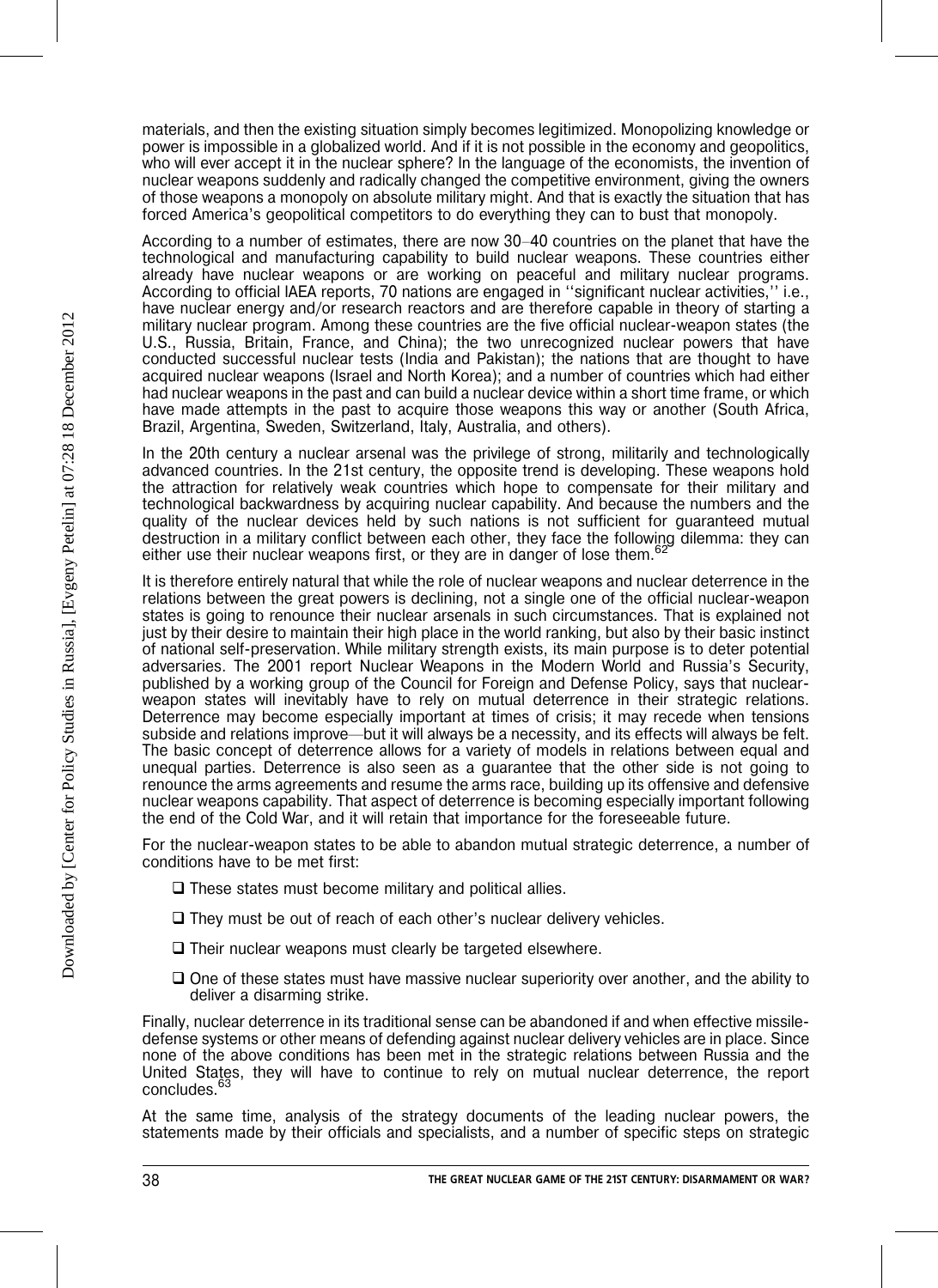materials, and then the existing situation simply becomes legitimized. Monopolizing knowledge or power is impossible in a globalized world. And if it is not possible in the economy and geopolitics, who will ever accept it in the nuclear sphere? In the language of the economists, the invention of nuclear weapons suddenly and radically changed the competitive environment, giving the owners of those weapons a monopoly on absolute military might. And that is exactly the situation that has forced America's geopolitical competitors to do everything they can to bust that monopoly.

According to a number of estimates, there are now 30–40 countries on the planet that have the technological and manufacturing capability to build nuclear weapons. These countries either already have nuclear weapons or are working on peaceful and military nuclear programs. According to official IAEA reports, 70 nations are engaged in ''significant nuclear activities,'' i.e., have nuclear energy and/or research reactors and are therefore capable in theory of starting a military nuclear program. Among these countries are the five official nuclear-weapon states (the U.S., Russia, Britain, France, and China); the two unrecognized nuclear powers that have conducted successful nuclear tests (India and Pakistan); the nations that are thought to have acquired nuclear weapons (Israel and North Korea); and a number of countries which had either had nuclear weapons in the past and can build a nuclear device within a short time frame, or which have made attempts in the past to acquire those weapons this way or another (South Africa, Brazil, Argentina, Sweden, Switzerland, Italy, Australia, and others).

In the 20th century a nuclear arsenal was the privilege of strong, militarily and technologically advanced countries. In the 21st century, the opposite trend is developing. These weapons hold the attraction for relatively weak countries which hope to compensate for their military and technological backwardness by acquiring nuclear capability. And because the numbers and the quality of the nuclear devices held by such nations is not sufficient for guaranteed mutual destruction in a military conflict between each other, they face the following dilemma: they can either use their nuclear weapons first, or they are in danger of lose them.[62]

It is therefore entirely natural that while the role of nuclear weapons and nuclear deterrence in the relations between the great powers is declining, not a single one of the official nuclear-weapon states is going to renounce their nuclear arsenals in such circumstances. That is explained not just by their desire to maintain their high place in the world ranking, but also by their basic instinct of national self-preservation. While military strength exists, its main purpose is to deter potential adversaries. The 2001 report Nuclear Weapons in the Modern World and Russia's Security, published by a working group of the Council for Foreign and Defense Policy, says that nuclear-weapon states will inevitably have to rely on mutual deterrence in their strategic relations. Deterrence may become especially important at times of crisis; it may recede when tensions subside and relations improve—but it will always be a necessity, and its effects will always be felt. The basic concept of deterrence allows for a variety of models in relations between equal and unequal parties. Deterrence is also seen as a guarantee that the other side is not going to renounce the arms agreements and resume the arms race, building up its offensive and defensive nuclear weapons capability. That aspect of deterrence is becoming especially important following the end of the Cold War, and it will retain that importance for the foreseeable future.

For the nuclear-weapon states to be able to abandon mutual strategic deterrence, a number of conditions have to be met first:

- These states must become military and political allies.
- They must be out of reach of each other's nuclear delivery vehicles.
- Their nuclear weapons must clearly be targeted elsewhere.
- One of these states must have massive nuclear superiority over another, and the ability to deliver a disarming strike.

Finally, nuclear deterrence in its traditional sense can be abandoned if and when effective missile-defense systems or other means of defending against nuclear delivery vehicles are in place. Since none of the above conditions has been met in the strategic relations between Russia and the United States, they will have to continue to rely on mutual nuclear deterrence, the report concludes.[63]

At the same time, analysis of the strategy documents of the leading nuclear powers, the statements made by their officials and specialists, and a number of specific steps on strategic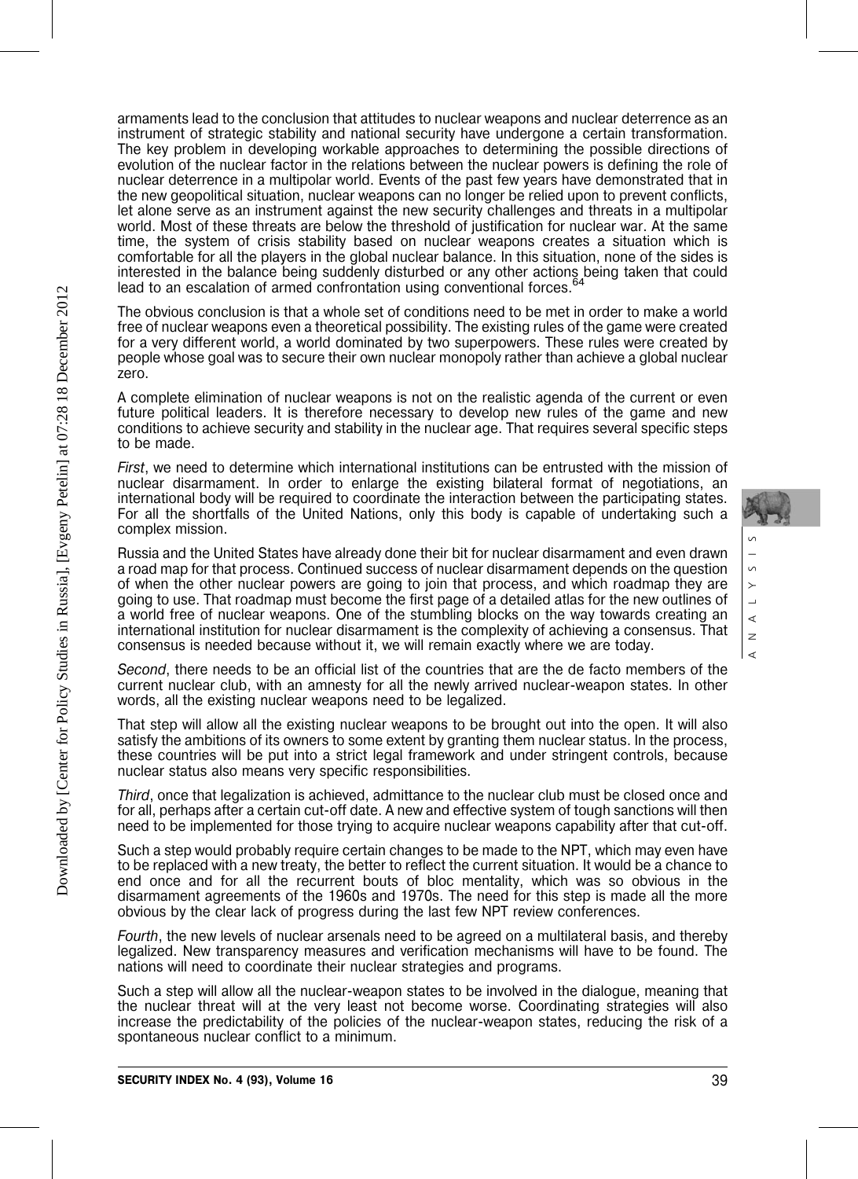armaments lead to the conclusion that attitudes to nuclear weapons and nuclear deterrence as an instrument of strategic stability and national security have undergone a certain transformation. The key problem in developing workable approaches to determining the possible directions of evolution of the nuclear factor in the relations between the nuclear powers is defining the role of nuclear deterrence in a multipolar world. Events of the past few years have demonstrated that in the new geopolitical situation, nuclear weapons can no longer be relied upon to prevent conflicts, let alone serve as an instrument against the new security challenges and threats in a multipolar world. Most of these threats are below the threshold of justification for nuclear war. At the same time, the system of crisis stability based on nuclear weapons creates a situation which is comfortable for all the players in the global nuclear balance. In this situation, none of the sides is interested in the balance being suddenly disturbed or any other actions being taken that could lead to an escalation of armed confrontation using conventional forces.[64]

The obvious conclusion is that a whole set of conditions need to be met in order to make a world free of nuclear weapons even a theoretical possibility. The existing rules of the game were created for a very different world, a world dominated by two superpowers. These rules were created by people whose goal was to secure their own nuclear monopoly rather than achieve a global nuclear zero.

A complete elimination of nuclear weapons is not on the realistic agenda of the current or even future political leaders. It is therefore necessary to develop new rules of the game and new conditions to achieve security and stability in the nuclear age. That requires several specific steps to be made.

*First*, we need to determine which international institutions can be entrusted with the mission of nuclear disarmament. In order to enlarge the existing bilateral format of negotiations, an international body will be required to coordinate the interaction between the participating states. For all the shortfalls of the United Nations, only this body is capable of undertaking such a complex mission.

Russia and the United States have already done their bit for nuclear disarmament and even drawn a road map for that process. Continued success of nuclear disarmament depends on the question of when the other nuclear powers are going to join that process, and which roadmap they are going to use. That roadmap must become the first page of a detailed atlas for the new outlines of a world free of nuclear weapons. One of the stumbling blocks on the way towards creating an international institution for nuclear disarmament is the complexity of achieving a consensus. That consensus is needed because without it, we will remain exactly where we are today.

*Second*, there needs to be an official list of the countries that are the de facto members of the current nuclear club, with an amnesty for all the newly arrived nuclear-weapon states. In other words, all the existing nuclear weapons need to be legalized.

That step will allow all the existing nuclear weapons to be brought out into the open. It will also satisfy the ambitions of its owners to some extent by granting them nuclear status. In the process, these countries will be put into a strict legal framework and under stringent controls, because nuclear status also means very specific responsibilities.

*Third*, once that legalization is achieved, admittance to the nuclear club must be closed once and for all, perhaps after a certain cut-off date. A new and effective system of tough sanctions will then need to be implemented for those trying to acquire nuclear weapons capability after that cut-off.

Such a step would probably require certain changes to be made to the NPT, which may even have to be replaced with a new treaty, the better to reflect the current situation. It would be a chance to end once and for all the recurrent bouts of bloc mentality, which was so obvious in the disarmament agreements of the 1960s and 1970s. The need for this step is made all the more obvious by the clear lack of progress during the last few NPT review conferences.

*Fourth*, the new levels of nuclear arsenals need to be agreed on a multilateral basis, and thereby legalized. New transparency measures and verification mechanisms will have to be found. The nations will need to coordinate their nuclear strategies and programs.

Such a step will allow all the nuclear-weapon states to be involved in the dialogue, meaning that the nuclear threat will at the very least not become worse. Coordinating strategies will also increase the predictability of the policies of the nuclear-weapon states, reducing the risk of a spontaneous nuclear conflict to a minimum.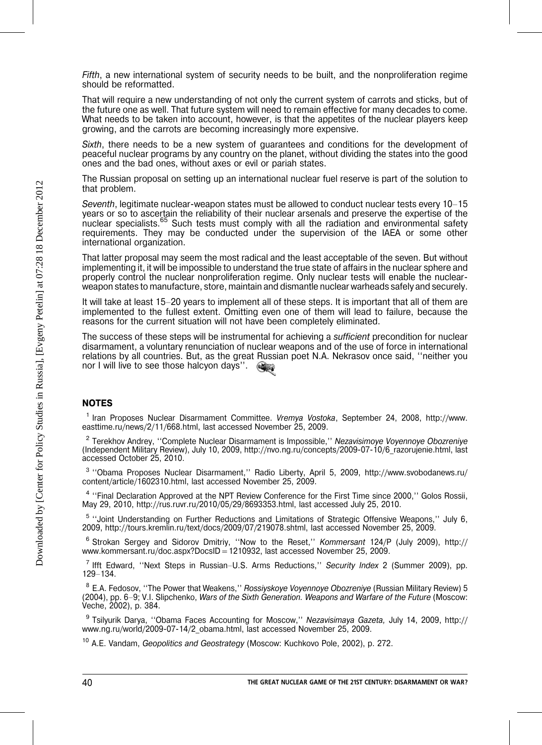*Fifth*, a new international system of security needs to be built, and the nonproliferation regime should be reformatted.

That will require a new understanding of not only the current system of carrots and sticks, but of the future one as well. That future system will need to remain effective for many decades to come. What needs to be taken into account, however, is that the appetites of the nuclear players keep growing, and the carrots are becoming increasingly more expensive.

*Sixth*, there needs to be a new system of guarantees and conditions for the development of peaceful nuclear programs by any country on the planet, without dividing the states into the good ones and the bad ones, without axes or evil or pariah states.

The Russian proposal on setting up an international nuclear fuel reserve is part of the solution to that problem.

*Seventh*, legitimate nuclear-weapon states must be allowed to conduct nuclear tests every 10–15 years or so to ascertain the reliability of their nuclear arsenals and preserve the expertise of the nuclear specialists.[65] Such tests must comply with all the radiation and environmental safety requirements. They may be conducted under the supervision of the IAEA or some other international organization.

That latter proposal may seem the most radical and the least acceptable of the seven. But without implementing it, it will be impossible to understand the true state of affairs in the nuclear sphere and properly control the nuclear nonproliferation regime. Only nuclear tests will enable the nuclear-weapon states to manufacture, store, maintain and dismantle nuclear warheads safely and securely.

It will take at least 15–20 years to implement all of these steps. It is important that all of them are implemented to the fullest extent. Omitting even one of them will lead to failure, because the reasons for the current situation will not have been completely eliminated.

The success of these steps will be instrumental for achieving a *sufficient* precondition for nuclear disarmament, a voluntary renunciation of nuclear weapons and of the use of force in international relations by all countries. But, as the great Russian poet N.A. Nekrasov once said, ''neither you nor I will live to see those halcyon days''.

## NOTES

[1] Iran Proposes Nuclear Disarmament Committee. *Vremya Vostoka*, September 24, 2008, http://www.easttime.ru/news/2/11/668.html, last accessed November 25, 2009.

[2] Terekhov Andrey, ''Complete Nuclear Disarmament is Impossible,'' *Nezavisimoye Voyennoye Obozreniye* (Independent Military Review), July 10, 2009, http://nvo.ng.ru/concepts/2009-07-10/6_razorujenie.html, last accessed October 25, 2010.

[3] ''Obama Proposes Nuclear Disarmament,'' Radio Liberty, April 5, 2009, http://www.svobodanews.ru/content/article/1602310.html, last accessed November 25, 2009.

[4] ''Final Declaration Approved at the NPT Review Conference for the First Time since 2000,'' Golos Rossii, May 29, 2010, http://rus.ruvr.ru/2010/05/29/8693353.html, last accessed July 25, 2010.

[5] ''Joint Understanding on Further Reductions and Limitations of Strategic Offensive Weapons,'' July 6, 2009, http://tours.kremlin.ru/text/docs/2009/07/219078.shtml, last accessed November 25, 2009.

[6] Strokan Sergey and Sidorov Dmitriy, ''Now to the Reset,'' *Kommersant* 124/P (July 2009), http://www.kommersant.ru/doc.aspx?DocsID=1210932, last accessed November 25, 2009.

[7] Ifft Edward, ''Next Steps in Russian–U.S. Arms Reductions,'' *Security Index* 2 (Summer 2009), pp. 129–134.

[8] E.A. Fedosov, ''The Power that Weakens,'' *Rossiyskoye Voyennoye Obozreniye* (Russian Military Review) 5 (2004), pp. 6–9; V.I. Slipchenko, *Wars of the Sixth Generation. Weapons and Warfare of the Future* (Moscow: Veche, 2002), p. 384.

[9] Tsilyurik Darya, ''Obama Faces Accounting for Moscow,'' *Nezavisimaya Gazeta,* July 14, 2009, http://www.ng.ru/world/2009-07-14/2_obama.html, last accessed November 25, 2009.

[10] A.E. Vandam, *Geopolitics and Geostrategy* (Moscow: Kuchkovo Pole, 2002), p. 272.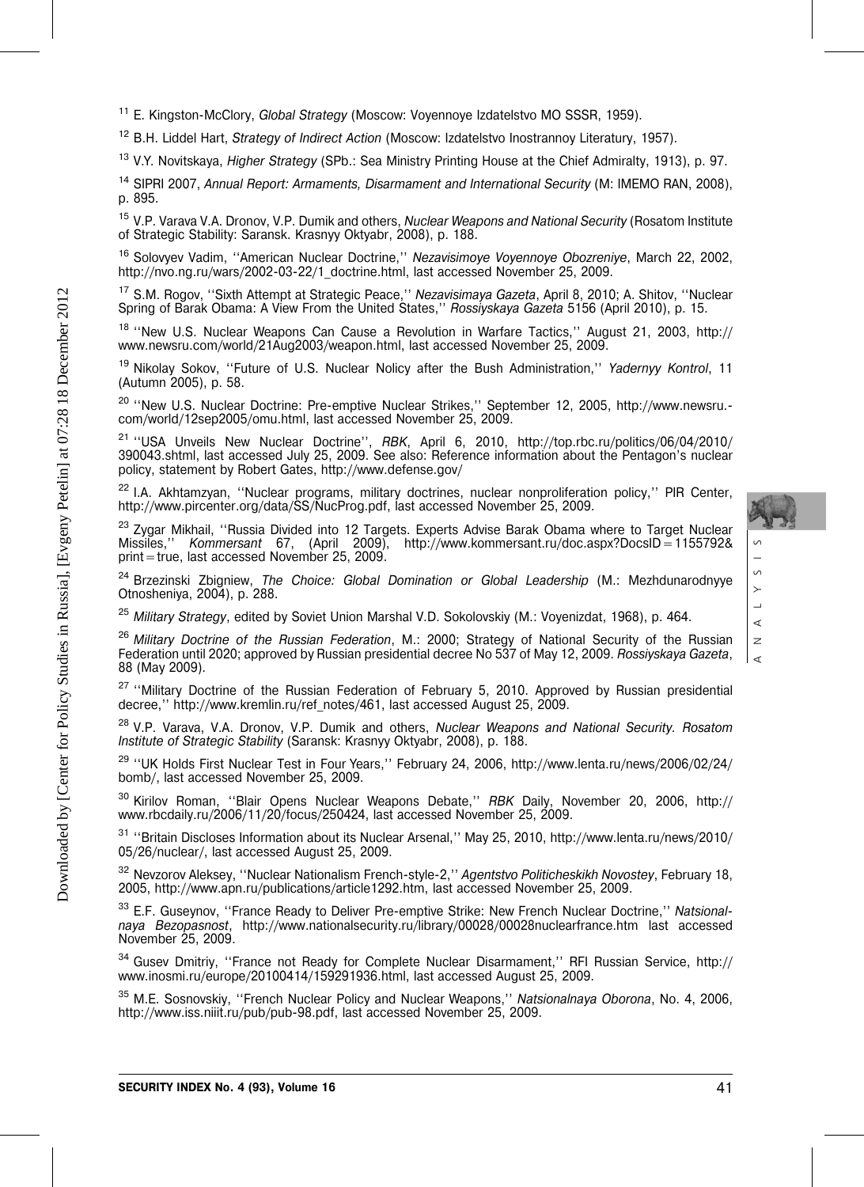[11] E. Kingston-McClory, *Global Strategy* (Moscow: Voyennoye Izdatelstvo MO SSSR, 1959).

[12] B.H. Liddel Hart, *Strategy of Indirect Action* (Moscow: Izdatelstvo Inostrannoy Literatury, 1957).

[13] V.Y. Novitskaya, *Higher Strategy* (SPb.: Sea Ministry Printing House at the Chief Admiralty, 1913), p. 97.

[14] SIPRI 2007, *Annual Report: Armaments, Disarmament and International Security* (M: IMEMO RAN, 2008), p. 895.

[15] V.P. Varava V.A. Dronov, V.P. Dumik and others, *Nuclear Weapons and National Security* (Rosatom Institute of Strategic Stability: Saransk. Krasnyy Oktyabr, 2008), p. 188.

[16] Solovyev Vadim, ''American Nuclear Doctrine,'' *Nezavisimoye Voyennoye Obozreniye*, March 22, 2002, http://nvo.ng.ru/wars/2002-03-22/1_doctrine.html, last accessed November 25, 2009.

[17] S.M. Rogov, ''Sixth Attempt at Strategic Peace,'' *Nezavisimaya Gazeta*, April 8, 2010; A. Shitov, ''Nuclear Spring of Barak Obama: A View From the United States,'' *Rossiyskaya Gazeta* 5156 (April 2010), p. 15.

[18] ''New U.S. Nuclear Weapons Can Cause a Revolution in Warfare Tactics,'' August 21, 2003, http://www.newsru.com/world/21Aug2003/weapon.html, last accessed November 25, 2009.

[19] Nikolay Sokov, ''Future of U.S. Nuclear Nolicy after the Bush Administration,'' *Yadernyy Kontrol*, 11 (Autumn 2005), p. 58.

[20] ''New U.S. Nuclear Doctrine: Pre-emptive Nuclear Strikes,'' September 12, 2005, http://www.newsru.-com/world/12sep2005/omu.html, last accessed November 25, 2009.

[21] ''USA Unveils New Nuclear Doctrine'', *RBK*, April 6, 2010, http://top.rbc.ru/politics/06/04/2010/390043.shtml, last accessed July 25, 2009. See also: Reference information about the Pentagon's nuclear policy, statement by Robert Gates, http://www.defense.gov/

[22] I.A. Akhtamzyan, ''Nuclear programs, military doctrines, nuclear nonproliferation policy,'' PIR Center, http://www.pircenter.org/data/SS/NucProg.pdf, last accessed November 25, 2009.

[23] Zygar Mikhail, ''Russia Divided into 12 Targets. Experts Advise Barak Obama where to Target Nuclear Missiles,'' *Kommersant* 67, (April 2009), http://www.kommersant.ru/doc.aspx?DocsID=1155792&print=true, last accessed November 25, 2009.

[24] Brzezinski Zbigniew, *The Choice: Global Domination or Global Leadership* (M.: Mezhdunarodnyye Otnosheniya, 2004), p. 288.

[25] *Military Strategy*, edited by Soviet Union Marshal V.D. Sokolovskiy (M.: Voyenizdat, 1968), p. 464.

[26] *Military Doctrine of the Russian Federation*, M.: 2000; Strategy of National Security of the Russian Federation until 2020; approved by Russian presidential decree No 537 of May 12, 2009. *Rossiyskaya Gazeta*, 88 (May 2009).

[27] ''Military Doctrine of the Russian Federation of February 5, 2010. Approved by Russian presidential decree,'' http://www.kremlin.ru/ref_notes/461, last accessed August 25, 2009.

[28] V.P. Varava, V.A. Dronov, V.P. Dumik and others, *Nuclear Weapons and National Security. Rosatom Institute of Strategic Stability* (Saransk: Krasnyy Oktyabr, 2008), p. 188.

[29] ''UK Holds First Nuclear Test in Four Years,'' February 24, 2006, http://www.lenta.ru/news/2006/02/24/bomb/, last accessed November 25, 2009.

[30] Kirilov Roman, ''Blair Opens Nuclear Weapons Debate,'' *RBK* Daily, November 20, 2006, http://www.rbcdaily.ru/2006/11/20/focus/250424, last accessed November 25, 2009.

[31] ''Britain Discloses Information about its Nuclear Arsenal,'' May 25, 2010, http://www.lenta.ru/news/2010/05/26/nuclear/, last accessed August 25, 2009.

[32] Nevzorov Aleksey, ''Nuclear Nationalism French-style-2,'' *Agentstvo Politicheskikh Novostey*, February 18, 2005, http://www.apn.ru/publications/article1292.htm, last accessed November 25, 2009.

[33] E.F. Guseynov, ''France Ready to Deliver Pre-emptive Strike: New French Nuclear Doctrine,'' *Natsionalnaya Bezopasnost*, http://www.nationalsecurity.ru/library/00028/00028nuclearfrance.htm last accessed November 25, 2009.

[34] Gusev Dmitriy, ''France not Ready for Complete Nuclear Disarmament,'' RFI Russian Service, http://www.inosmi.ru/europe/20100414/159291936.html, last accessed August 25, 2009.

[35] M.E. Sosnovskiy, ''French Nuclear Policy and Nuclear Weapons,'' *Natsionalnaya Oborona*, No. 4, 2006, http://www.iss.niiit.ru/pub/pub-98.pdf, last accessed November 25, 2009.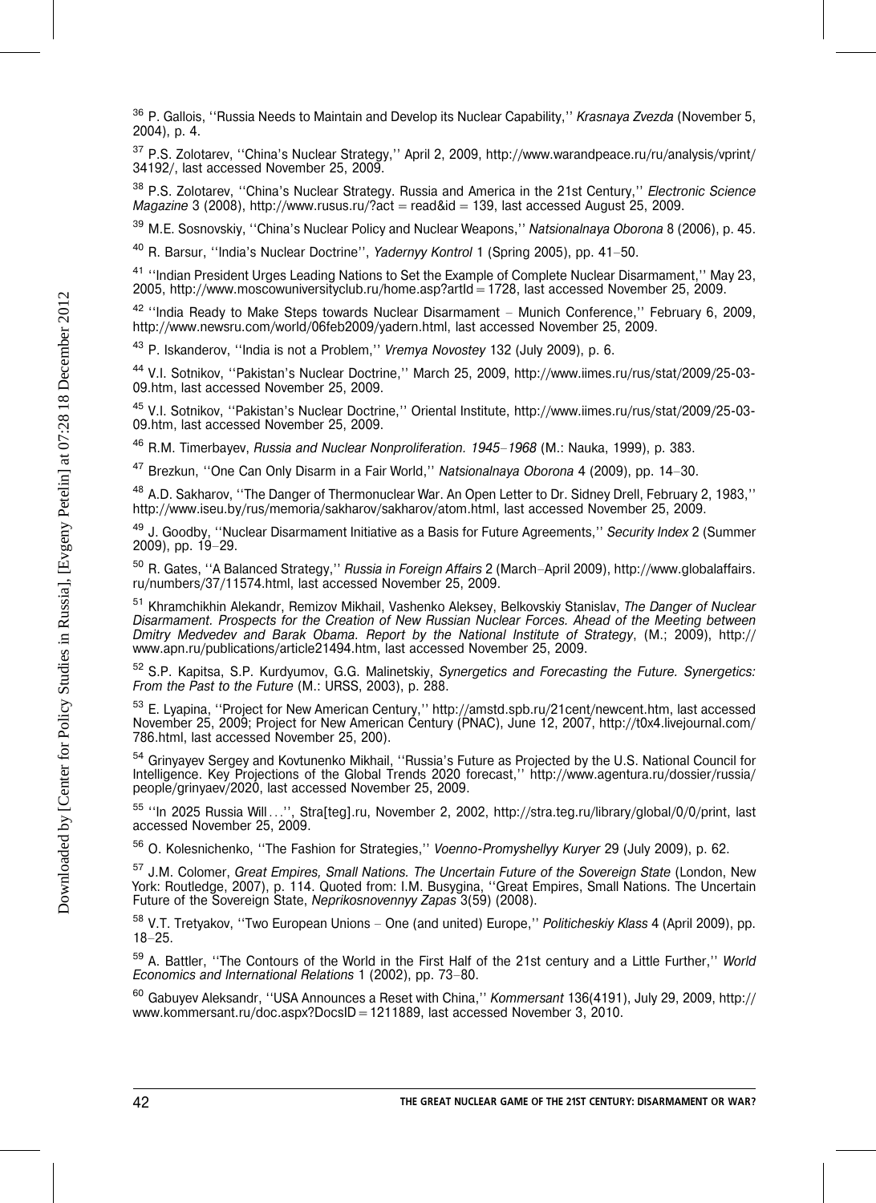[36] P. Gallois, ''Russia Needs to Maintain and Develop its Nuclear Capability,'' *Krasnaya Zvezda* (November 5, 2004), p. 4.

[37] P.S. Zolotarev, ''China's Nuclear Strategy,'' April 2, 2009, http://www.warandpeace.ru/ru/analysis/vprint/34192/, last accessed November 25, 2009.

[38] P.S. Zolotarev, ''China's Nuclear Strategy. Russia and America in the 21st Century,'' *Electronic Science Magazine* 3 (2008), http://www.rusus.ru/?act = read&id = 139, last accessed August 25, 2009.

[39] M.E. Sosnovskiy, ''China's Nuclear Policy and Nuclear Weapons,'' *Natsionalnaya Oborona* 8 (2006), p. 45.

[40] R. Barsur, ''India's Nuclear Doctrine'', *Yadernyy Kontrol* 1 (Spring 2005), pp. 41–50.

[41] ''Indian President Urges Leading Nations to Set the Example of Complete Nuclear Disarmament,'' May 23, 2005, http://www.moscowuniversityclub.ru/home.asp?artId = 1728, last accessed November 25, 2009.

[42] ''India Ready to Make Steps towards Nuclear Disarmament – Munich Conference,'' February 6, 2009, http://www.newsru.com/world/06feb2009/yadern.html, last accessed November 25, 2009.

[43] P. Iskanderov, ''India is not a Problem,'' *Vremya Novostey* 132 (July 2009), p. 6.

[44] V.I. Sotnikov, ''Pakistan's Nuclear Doctrine,'' March 25, 2009, http://www.iimes.ru/rus/stat/2009/25-03-09.htm, last accessed November 25, 2009.

[45] V.I. Sotnikov, ''Pakistan's Nuclear Doctrine,'' Oriental Institute, http://www.iimes.ru/rus/stat/2009/25-03-09.htm, last accessed November 25, 2009.

[46] R.M. Timerbayev, *Russia and Nuclear Nonproliferation. 1945–1968* (M.: Nauka, 1999), p. 383.

[47] Brezkun, ''One Can Only Disarm in a Fair World,'' *Natsionalnaya Oborona* 4 (2009), pp. 14–30.

[48] A.D. Sakharov, ''The Danger of Thermonuclear War. An Open Letter to Dr. Sidney Drell, February 2, 1983,'' http://www.iseu.by/rus/memoria/sakharov/sakharov/atom.html, last accessed November 25, 2009.

[49] J. Goodby, ''Nuclear Disarmament Initiative as a Basis for Future Agreements,'' *Security Index* 2 (Summer 2009), pp. 19–29.

[50] R. Gates, ''A Balanced Strategy,'' *Russia in Foreign Affairs* 2 (March–April 2009), http://www.globalaffairs.ru/numbers/37/11574.html, last accessed November 25, 2009.

[51] Khramchikhin Alekandr, Remizov Mikhail, Vashenko Aleksey, Belkovskiy Stanislav, *The Danger of Nuclear Disarmament. Prospects for the Creation of New Russian Nuclear Forces. Ahead of the Meeting between Dmitry Medvedev and Barak Obama. Report by the National Institute of Strategy*, (M.; 2009), http://www.apn.ru/publications/article21494.htm, last accessed November 25, 2009.

[52] S.P. Kapitsa, S.P. Kurdyumov, G.G. Malinetskiy, *Synergetics and Forecasting the Future. Synergetics: From the Past to the Future* (M.: URSS, 2003), p. 288.

[53] E. Lyapina, ''Project for New American Century,'' http://amstd.spb.ru/21cent/newcent.htm, last accessed November 25, 2009; Project for New American Century (PNAC), June 12, 2007, http://t0x4.livejournal.com/786.html, last accessed November 25, 200).

[54] Grinyayev Sergey and Kovtunenko Mikhail, ''Russia's Future as Projected by the U.S. National Council for Intelligence. Key Projections of the Global Trends 2020 forecast,'' http://www.agentura.ru/dossier/russia/people/grinyaev/2020, last accessed November 25, 2009.

[55] ''In 2025 Russia Will . . .'', Stra[teg].ru, November 2, 2002, http://stra.teg.ru/library/global/0/0/print, last accessed November 25, 2009.

[56] O. Kolesnichenko, ''The Fashion for Strategies,'' *Voenno-Promyshellyy Kuryer* 29 (July 2009), p. 62.

[57] J.M. Colomer, *Great Empires, Small Nations. The Uncertain Future of the Sovereign State* (London, New York: Routledge, 2007), p. 114. Quoted from: I.M. Busygina, ''Great Empires, Small Nations. The Uncertain Future of the Sovereign State, *Neprikosnovennyy Zapas* 3(59) (2008).

[58] V.T. Tretyakov, ''Two European Unions – One (and united) Europe,'' *Politicheskiy Klass* 4 (April 2009), pp. 18–25.

[59] A. Battler, ''The Contours of the World in the First Half of the 21st century and a Little Further,'' *World Economics and International Relations* 1 (2002), pp. 73–80.

[60] Gabuyev Aleksandr, ''USA Announces a Reset with China,'' *Kommersant* 136(4191), July 29, 2009, http://www.kommersant.ru/doc.aspx?DocsID = 1211889, last accessed November 3, 2010.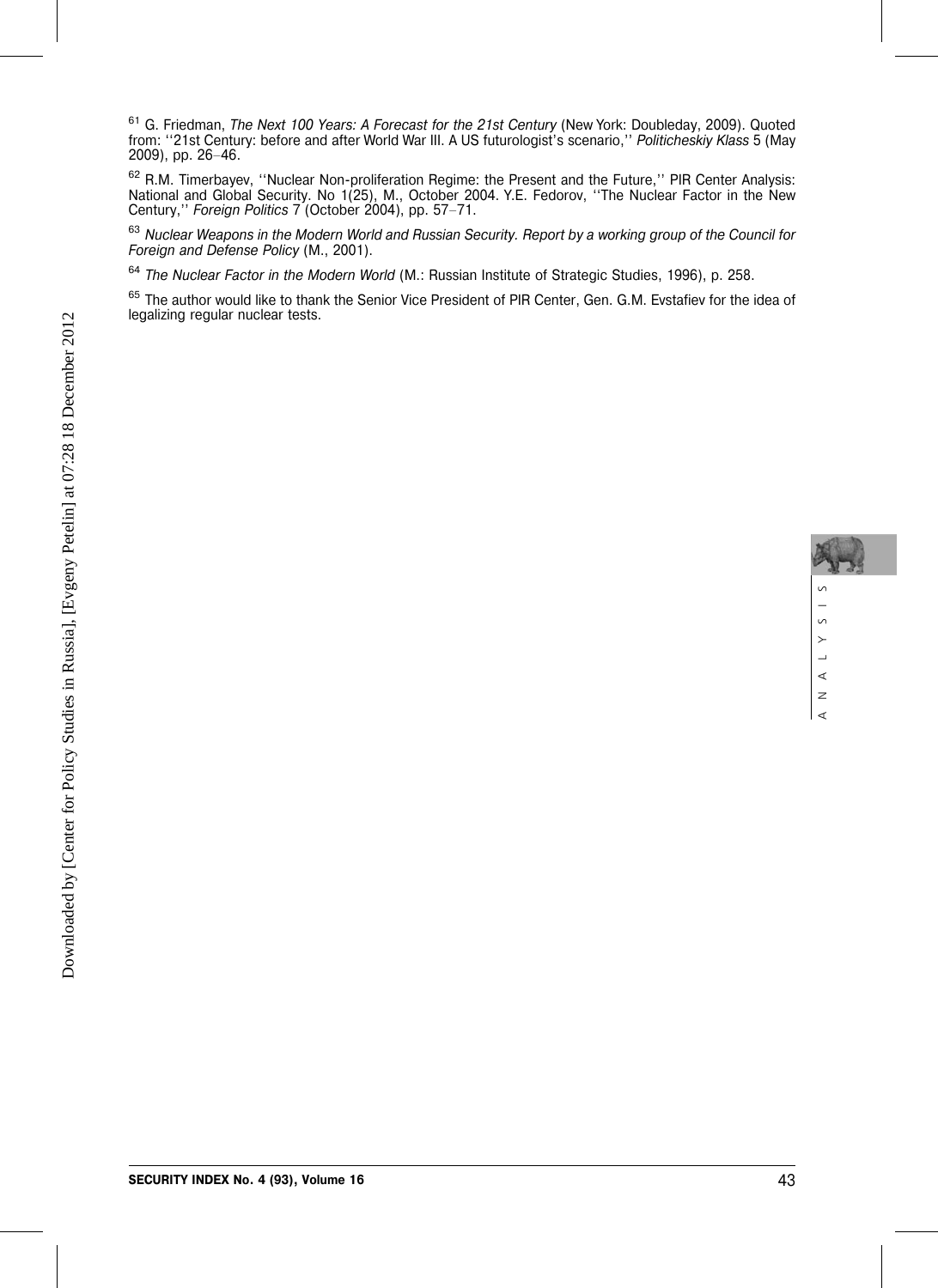[61] G. Friedman, *The Next 100 Years: A Forecast for the 21st Century* (New York: Doubleday, 2009). Quoted from: ''21st Century: before and after World War III. A US futurologist's scenario,'' *Politicheskiy Klass* 5 (May 2009), pp. 26–46.

[62] R.M. Timerbayev, ''Nuclear Non-proliferation Regime: the Present and the Future,'' PIR Center Analysis: National and Global Security. No 1(25), M., October 2004. Y.E. Fedorov, ''The Nuclear Factor in the New Century,'' *Foreign Politics* 7 (October 2004), pp. 57–71.

[63] *Nuclear Weapons in the Modern World and Russian Security. Report by a working group of the Council for Foreign and Defense Policy* (M., 2001).

[64] *The Nuclear Factor in the Modern World* (M.: Russian Institute of Strategic Studies, 1996), p. 258.

[65] The author would like to thank the Senior Vice President of PIR Center, Gen. G.M. Evstafiev for the idea of legalizing regular nuclear tests.